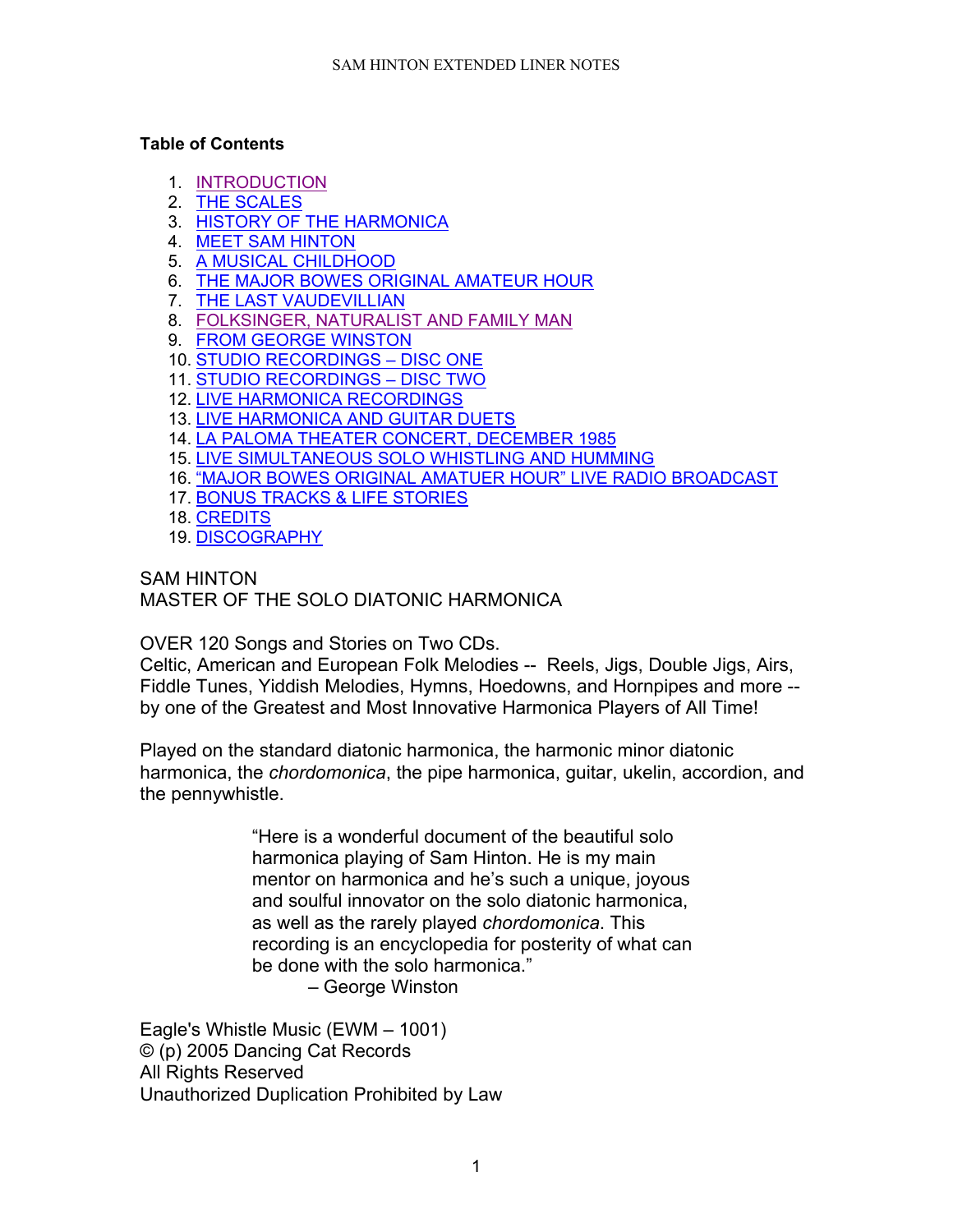**Table of Contents**

1. INTRODUCTION
2. THE SCALES
3. HISTORY OF THE HARMONICA
4. MEET SAM HINTON
5. A MUSICAL CHILDHOOD
6. THE MAJOR BOWES ORIGINAL AMATEUR HOUR
7. THE LAST VAUDEVILLIAN
8. FOLKSINGER, NATURALIST AND FAMILY MAN
9. FROM GEORGE WINSTON
10. STUDIO RECORDINGS – DISC ONE
11. STUDIO RECORDINGS – DISC TWO
12. LIVE HARMONICA RECORDINGS
13. LIVE HARMONICA AND GUITAR DUETS
14. LA PALOMA THEATER CONCERT, DECEMBER 1985
15. LIVE SIMULTANEOUS SOLO WHISTLING AND HUMMING
16. "MAJOR BOWES ORIGINAL AMATUER HOUR" LIVE RADIO BROADCAST
17. BONUS TRACKS & LIFE STORIES
18. CREDITS
19. DISCOGRAPHY

SAM HINTON
MASTER OF THE SOLO DIATONIC HARMONICA

OVER 120 Songs and Stories on Two CDs.
Celtic, American and European Folk Melodies -- Reels, Jigs, Double Jigs, Airs, Fiddle Tunes, Yiddish Melodies, Hymns, Hoedowns, and Hornpipes and more -- by one of the Greatest and Most Innovative Harmonica Players of All Time!

Played on the standard diatonic harmonica, the harmonic minor diatonic harmonica, the *chordomonica*, the pipe harmonica, guitar, ukelin, accordion, and the pennywhistle.

> "Here is a wonderful document of the beautiful solo harmonica playing of Sam Hinton. He is my main mentor on harmonica and he's such a unique, joyous and soulful innovator on the solo diatonic harmonica, as well as the rarely played *chordomonica*. This recording is an encyclopedia for posterity of what can be done with the solo harmonica."
>
> – George Winston

Eagle's Whistle Music (EWM – 1001)
© (p) 2005 Dancing Cat Records
All Rights Reserved
Unauthorized Duplication Prohibited by Law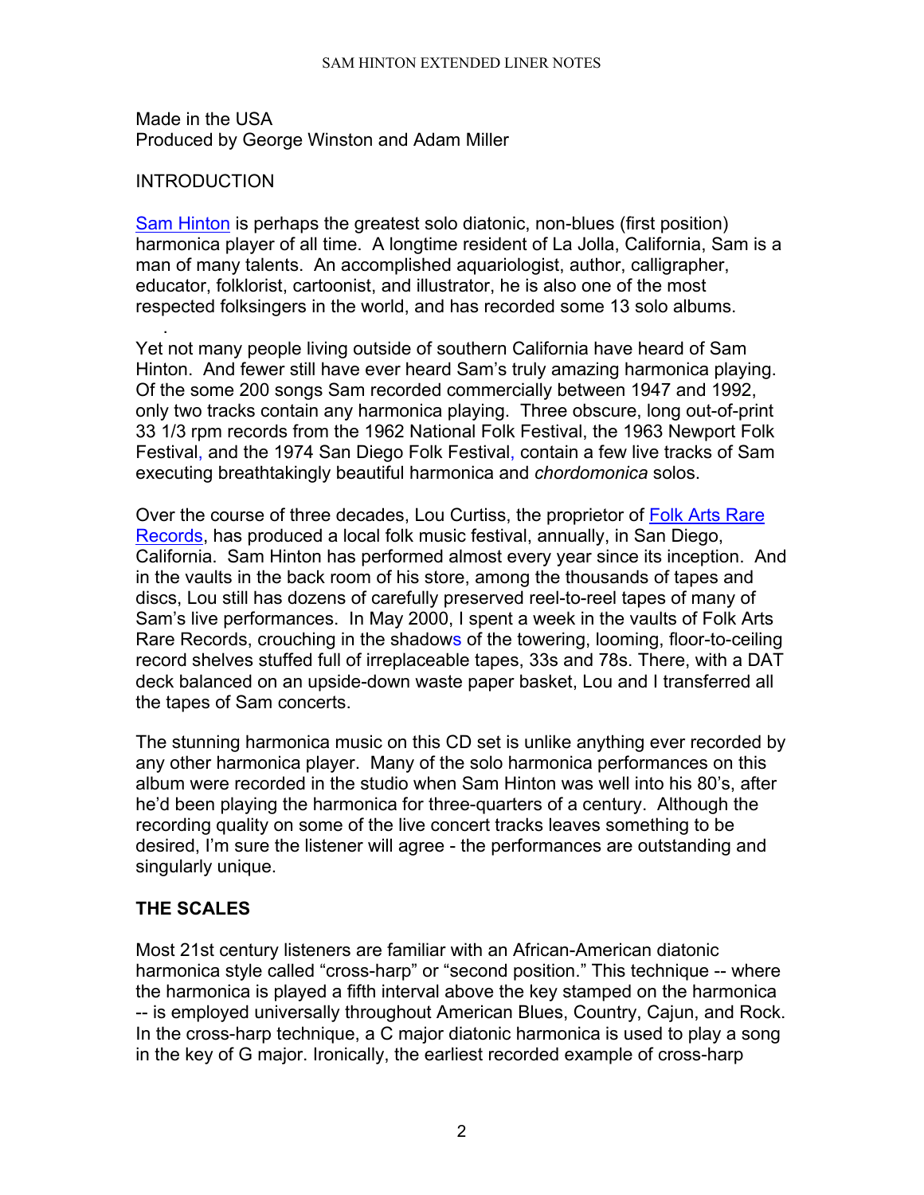Made in the USA
Produced by George Winston and Adam Miller

INTRODUCTION

Sam Hinton is perhaps the greatest solo diatonic, non-blues (first position) harmonica player of all time. A longtime resident of La Jolla, California, Sam is a man of many talents. An accomplished aquariologist, author, calligrapher, educator, folklorist, cartoonist, and illustrator, he is also one of the most respected folksingers in the world, and has recorded some 13 solo albums.

Yet not many people living outside of southern California have heard of Sam Hinton. And fewer still have ever heard Sam's truly amazing harmonica playing. Of the some 200 songs Sam recorded commercially between 1947 and 1992, only two tracks contain any harmonica playing. Three obscure, long out-of-print 33 1/3 rpm records from the 1962 National Folk Festival, the 1963 Newport Folk Festival, and the 1974 San Diego Folk Festival, contain a few live tracks of Sam executing breathtakingly beautiful harmonica and *chordomonica* solos.

Over the course of three decades, Lou Curtiss, the proprietor of Folk Arts Rare Records, has produced a local folk music festival, annually, in San Diego, California. Sam Hinton has performed almost every year since its inception. And in the vaults in the back room of his store, among the thousands of tapes and discs, Lou still has dozens of carefully preserved reel-to-reel tapes of many of Sam's live performances. In May 2000, I spent a week in the vaults of Folk Arts Rare Records, crouching in the shadows of the towering, looming, floor-to-ceiling record shelves stuffed full of irreplaceable tapes, 33s and 78s. There, with a DAT deck balanced on an upside-down waste paper basket, Lou and I transferred all the tapes of Sam concerts.

The stunning harmonica music on this CD set is unlike anything ever recorded by any other harmonica player. Many of the solo harmonica performances on this album were recorded in the studio when Sam Hinton was well into his 80's, after he'd been playing the harmonica for three-quarters of a century. Although the recording quality on some of the live concert tracks leaves something to be desired, I'm sure the listener will agree - the performances are outstanding and singularly unique.

**THE SCALES**

Most 21st century listeners are familiar with an African-American diatonic harmonica style called "cross-harp" or "second position." This technique -- where the harmonica is played a fifth interval above the key stamped on the harmonica -- is employed universally throughout American Blues, Country, Cajun, and Rock. In the cross-harp technique, a C major diatonic harmonica is used to play a song in the key of G major. Ironically, the earliest recorded example of cross-harp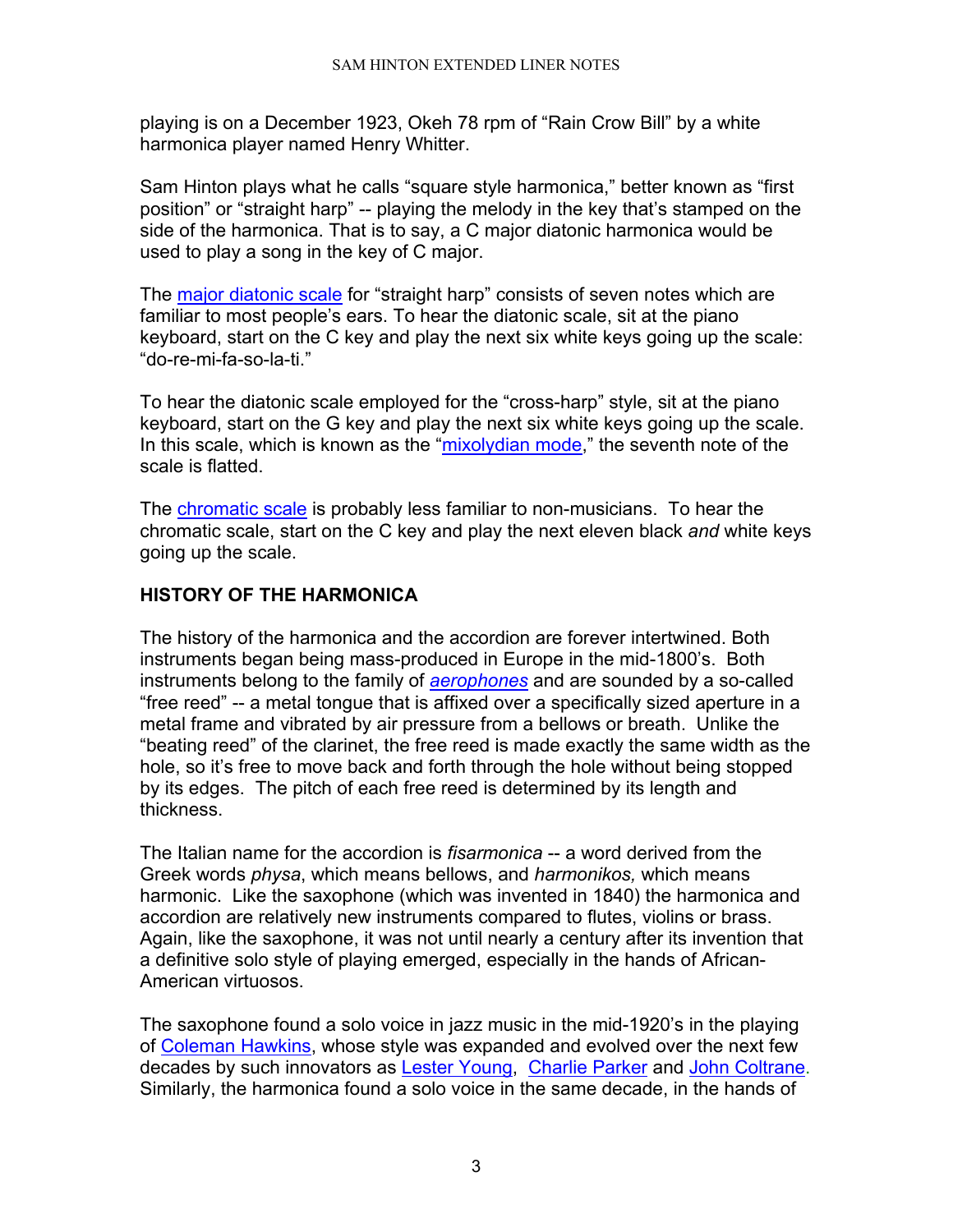playing is on a December 1923, Okeh 78 rpm of "Rain Crow Bill" by a white harmonica player named Henry Whitter.

Sam Hinton plays what he calls "square style harmonica," better known as "first position" or "straight harp" -- playing the melody in the key that's stamped on the side of the harmonica. That is to say, a C major diatonic harmonica would be used to play a song in the key of C major.

The major diatonic scale for "straight harp" consists of seven notes which are familiar to most people's ears. To hear the diatonic scale, sit at the piano keyboard, start on the C key and play the next six white keys going up the scale: "do-re-mi-fa-so-la-ti."

To hear the diatonic scale employed for the "cross-harp" style, sit at the piano keyboard, start on the G key and play the next six white keys going up the scale. In this scale, which is known as the "mixolydian mode," the seventh note of the scale is flatted.

The chromatic scale is probably less familiar to non-musicians. To hear the chromatic scale, start on the C key and play the next eleven black *and* white keys going up the scale.

## HISTORY OF THE HARMONICA

The history of the harmonica and the accordion are forever intertwined. Both instruments began being mass-produced in Europe in the mid-1800's. Both instruments belong to the family of *aerophones* and are sounded by a so-called "free reed" -- a metal tongue that is affixed over a specifically sized aperture in a metal frame and vibrated by air pressure from a bellows or breath. Unlike the "beating reed" of the clarinet, the free reed is made exactly the same width as the hole, so it's free to move back and forth through the hole without being stopped by its edges. The pitch of each free reed is determined by its length and thickness.

The Italian name for the accordion is *fisarmonica* -- a word derived from the Greek words *physa*, which means bellows, and *harmonikos,* which means harmonic. Like the saxophone (which was invented in 1840) the harmonica and accordion are relatively new instruments compared to flutes, violins or brass. Again, like the saxophone, it was not until nearly a century after its invention that a definitive solo style of playing emerged, especially in the hands of African-American virtuosos.

The saxophone found a solo voice in jazz music in the mid-1920's in the playing of Coleman Hawkins, whose style was expanded and evolved over the next few decades by such innovators as Lester Young, Charlie Parker and John Coltrane. Similarly, the harmonica found a solo voice in the same decade, in the hands of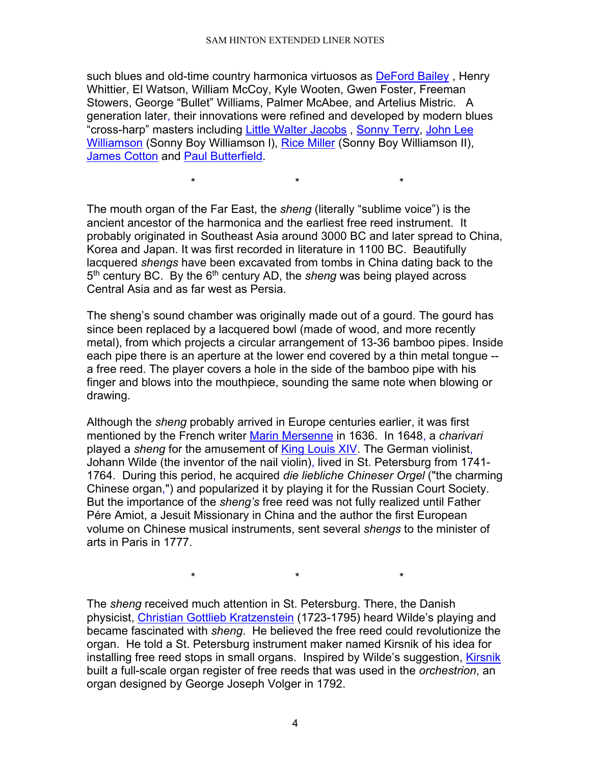such blues and old-time country harmonica virtuosos as DeFord Bailey , Henry Whittier, El Watson, William McCoy, Kyle Wooten, Gwen Foster, Freeman Stowers, George “Bullet” Williams, Palmer McAbee, and Artelius Mistric. A generation later, their innovations were refined and developed by modern blues “cross-harp” masters including Little Walter Jacobs , Sonny Terry, John Lee Williamson (Sonny Boy Williamson I), Rice Miller (Sonny Boy Williamson II), James Cotton and Paul Butterfield.

\* \* \*

The mouth organ of the Far East, the *sheng* (literally “sublime voice”) is the ancient ancestor of the harmonica and the earliest free reed instrument. It probably originated in Southeast Asia around 3000 BC and later spread to China, Korea and Japan. It was first recorded in literature in 1100 BC. Beautifully lacquered *shengs* have been excavated from tombs in China dating back to the 5th century BC. By the 6th century AD, the *sheng* was being played across Central Asia and as far west as Persia.

The sheng’s sound chamber was originally made out of a gourd. The gourd has since been replaced by a lacquered bowl (made of wood, and more recently metal), from which projects a circular arrangement of 13-36 bamboo pipes. Inside each pipe there is an aperture at the lower end covered by a thin metal tongue -- a free reed. The player covers a hole in the side of the bamboo pipe with his finger and blows into the mouthpiece, sounding the same note when blowing or drawing.

Although the *sheng* probably arrived in Europe centuries earlier, it was first mentioned by the French writer Marin Mersenne in 1636. In 1648, a *charivari* played a *sheng* for the amusement of King Louis XIV. The German violinist, Johann Wilde (the inventor of the nail violin), lived in St. Petersburg from 1741-1764. During this period, he acquired *die liebliche Chineser Orgel* ("the charming Chinese organ,") and popularized it by playing it for the Russian Court Society. But the importance of the *sheng’s* free reed was not fully realized until Father Pére Amiot, a Jesuit Missionary in China and the author the first European volume on Chinese musical instruments, sent several *shengs* to the minister of arts in Paris in 1777.

\* \* \*

The *sheng* received much attention in St. Petersburg. There, the Danish physicist, Christian Gottlieb Kratzenstein (1723-1795) heard Wilde’s playing and became fascinated with *sheng*. He believed the free reed could revolutionize the organ. He told a St. Petersburg instrument maker named Kirsnik of his idea for installing free reed stops in small organs. Inspired by Wilde’s suggestion, Kirsnik built a full-scale organ register of free reeds that was used in the *orchestrion*, an organ designed by George Joseph Volger in 1792.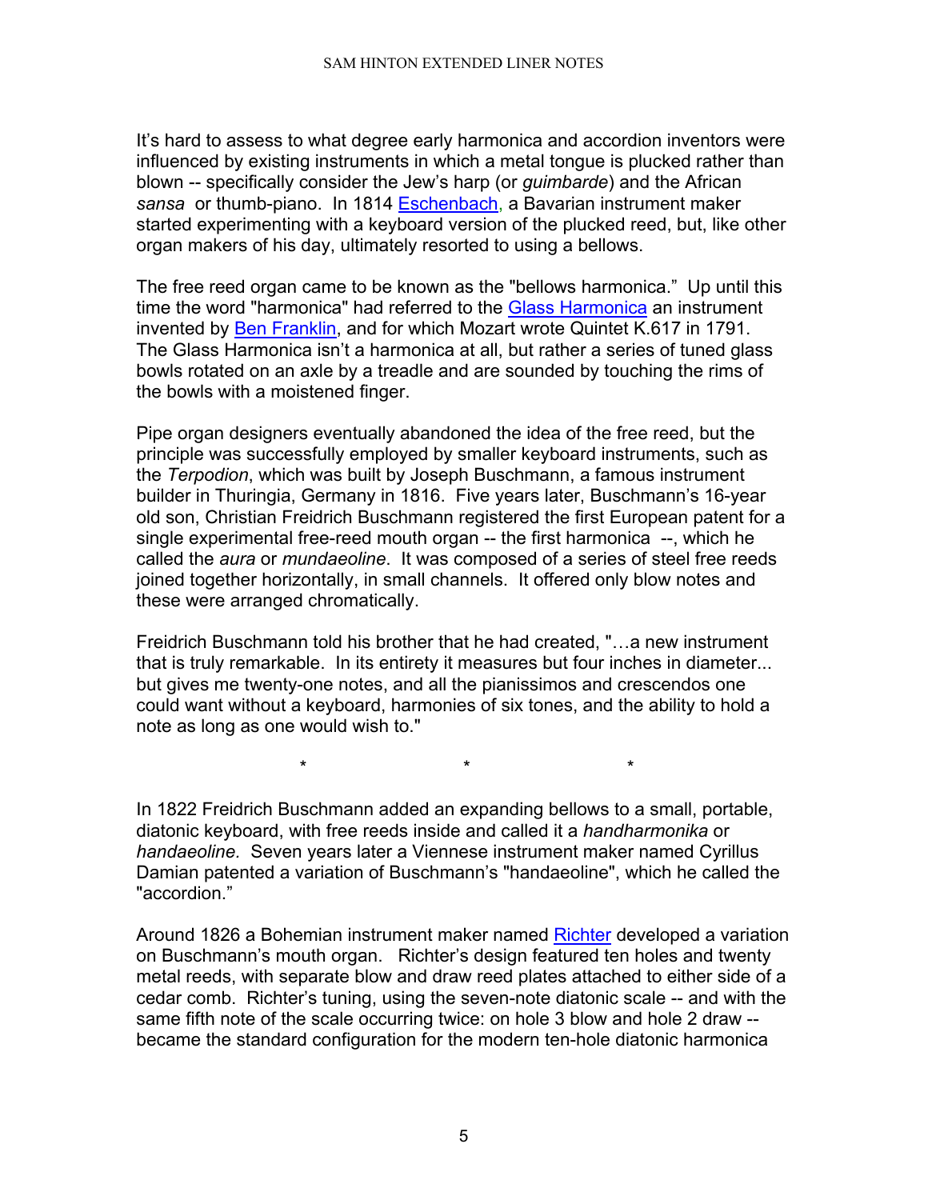It's hard to assess to what degree early harmonica and accordion inventors were influenced by existing instruments in which a metal tongue is plucked rather than blown -- specifically consider the Jew's harp (or *guimbarde*) and the African *sansa* or thumb-piano. In 1814 [Eschenbach](), a Bavarian instrument maker started experimenting with a keyboard version of the plucked reed, but, like other organ makers of his day, ultimately resorted to using a bellows.

The free reed organ came to be known as the "bellows harmonica." Up until this time the word "harmonica" had referred to the [Glass Harmonica]() an instrument invented by [Ben Franklin](), and for which Mozart wrote Quintet K.617 in 1791. The Glass Harmonica isn't a harmonica at all, but rather a series of tuned glass bowls rotated on an axle by a treadle and are sounded by touching the rims of the bowls with a moistened finger.

Pipe organ designers eventually abandoned the idea of the free reed, but the principle was successfully employed by smaller keyboard instruments, such as the *Terpodion*, which was built by Joseph Buschmann, a famous instrument builder in Thuringia, Germany in 1816. Five years later, Buschmann's 16-year old son, Christian Freidrich Buschmann registered the first European patent for a single experimental free-reed mouth organ -- the first harmonica --, which he called the *aura* or *mundaeoline*. It was composed of a series of steel free reeds joined together horizontally, in small channels. It offered only blow notes and these were arranged chromatically.

Freidrich Buschmann told his brother that he had created, "…a new instrument that is truly remarkable. In its entirety it measures but four inches in diameter... but gives me twenty-one notes, and all the pianissimos and crescendos one could want without a keyboard, harmonies of six tones, and the ability to hold a note as long as one would wish to."

\* \* \*

In 1822 Freidrich Buschmann added an expanding bellows to a small, portable, diatonic keyboard, with free reeds inside and called it a *handharmonika* or *handaeoline.* Seven years later a Viennese instrument maker named Cyrillus Damian patented a variation of Buschmann's "handaeoline", which he called the "accordion."

Around 1826 a Bohemian instrument maker named [Richter]() developed a variation on Buschmann's mouth organ. Richter's design featured ten holes and twenty metal reeds, with separate blow and draw reed plates attached to either side of a cedar comb. Richter's tuning, using the seven-note diatonic scale -- and with the same fifth note of the scale occurring twice: on hole 3 blow and hole 2 draw -- became the standard configuration for the modern ten-hole diatonic harmonica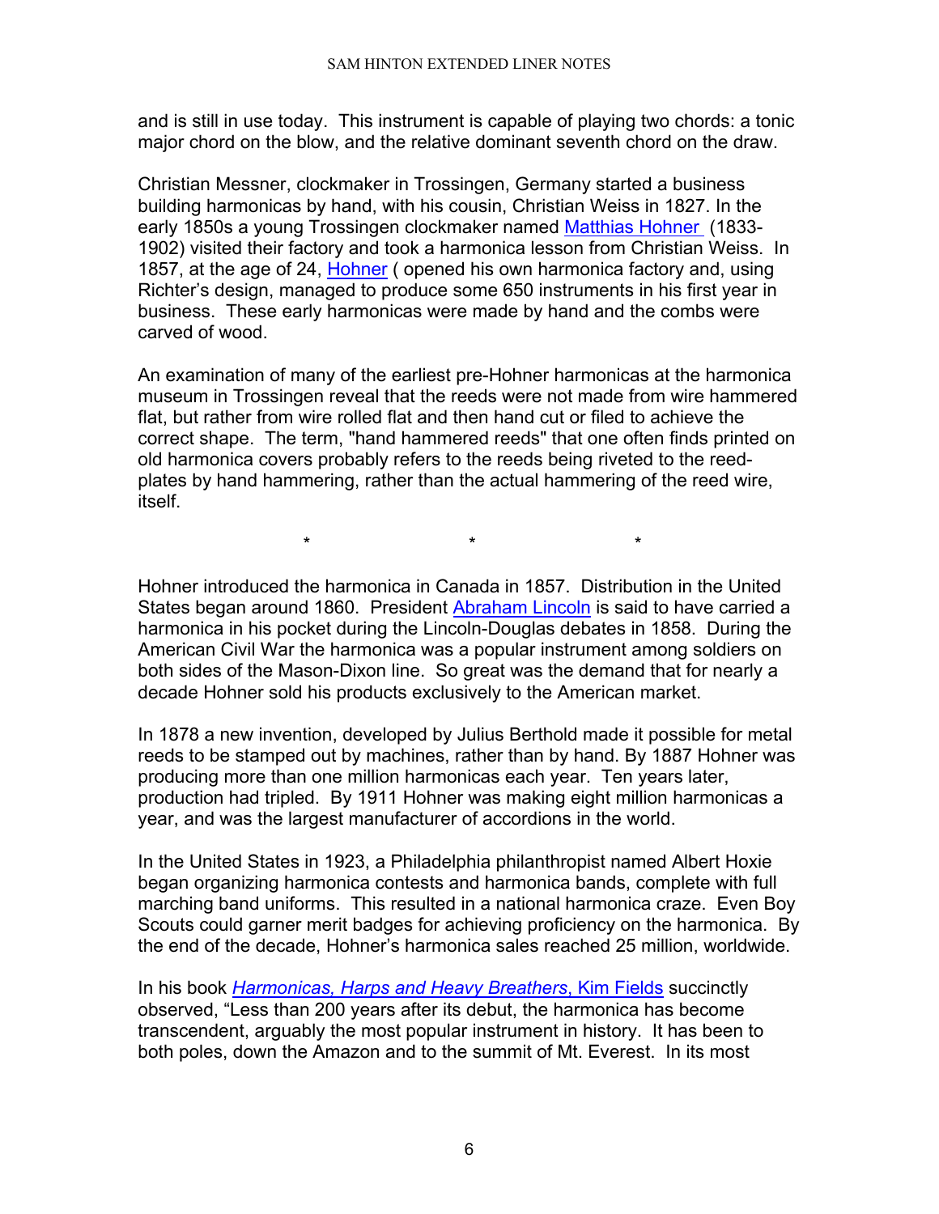and is still in use today. This instrument is capable of playing two chords: a tonic major chord on the blow, and the relative dominant seventh chord on the draw.

Christian Messner, clockmaker in Trossingen, Germany started a business building harmonicas by hand, with his cousin, Christian Weiss in 1827. In the early 1850s a young Trossingen clockmaker named Matthias Hohner (1833-1902) visited their factory and took a harmonica lesson from Christian Weiss. In 1857, at the age of 24, Hohner ( opened his own harmonica factory and, using Richter's design, managed to produce some 650 instruments in his first year in business. These early harmonicas were made by hand and the combs were carved of wood.

An examination of many of the earliest pre-Hohner harmonicas at the harmonica museum in Trossingen reveal that the reeds were not made from wire hammered flat, but rather from wire rolled flat and then hand cut or filed to achieve the correct shape. The term, "hand hammered reeds" that one often finds printed on old harmonica covers probably refers to the reeds being riveted to the reed-plates by hand hammering, rather than the actual hammering of the reed wire, itself.

\*          \*          \*

Hohner introduced the harmonica in Canada in 1857. Distribution in the United States began around 1860. President Abraham Lincoln is said to have carried a harmonica in his pocket during the Lincoln-Douglas debates in 1858. During the American Civil War the harmonica was a popular instrument among soldiers on both sides of the Mason-Dixon line. So great was the demand that for nearly a decade Hohner sold his products exclusively to the American market.

In 1878 a new invention, developed by Julius Berthold made it possible for metal reeds to be stamped out by machines, rather than by hand. By 1887 Hohner was producing more than one million harmonicas each year. Ten years later, production had tripled. By 1911 Hohner was making eight million harmonicas a year, and was the largest manufacturer of accordions in the world.

In the United States in 1923, a Philadelphia philanthropist named Albert Hoxie began organizing harmonica contests and harmonica bands, complete with full marching band uniforms. This resulted in a national harmonica craze. Even Boy Scouts could garner merit badges for achieving proficiency on the harmonica. By the end of the decade, Hohner's harmonica sales reached 25 million, worldwide.

In his book *Harmonicas, Harps and Heavy Breathers*, Kim Fields succinctly observed, "Less than 200 years after its debut, the harmonica has become transcendent, arguably the most popular instrument in history. It has been to both poles, down the Amazon and to the summit of Mt. Everest. In its most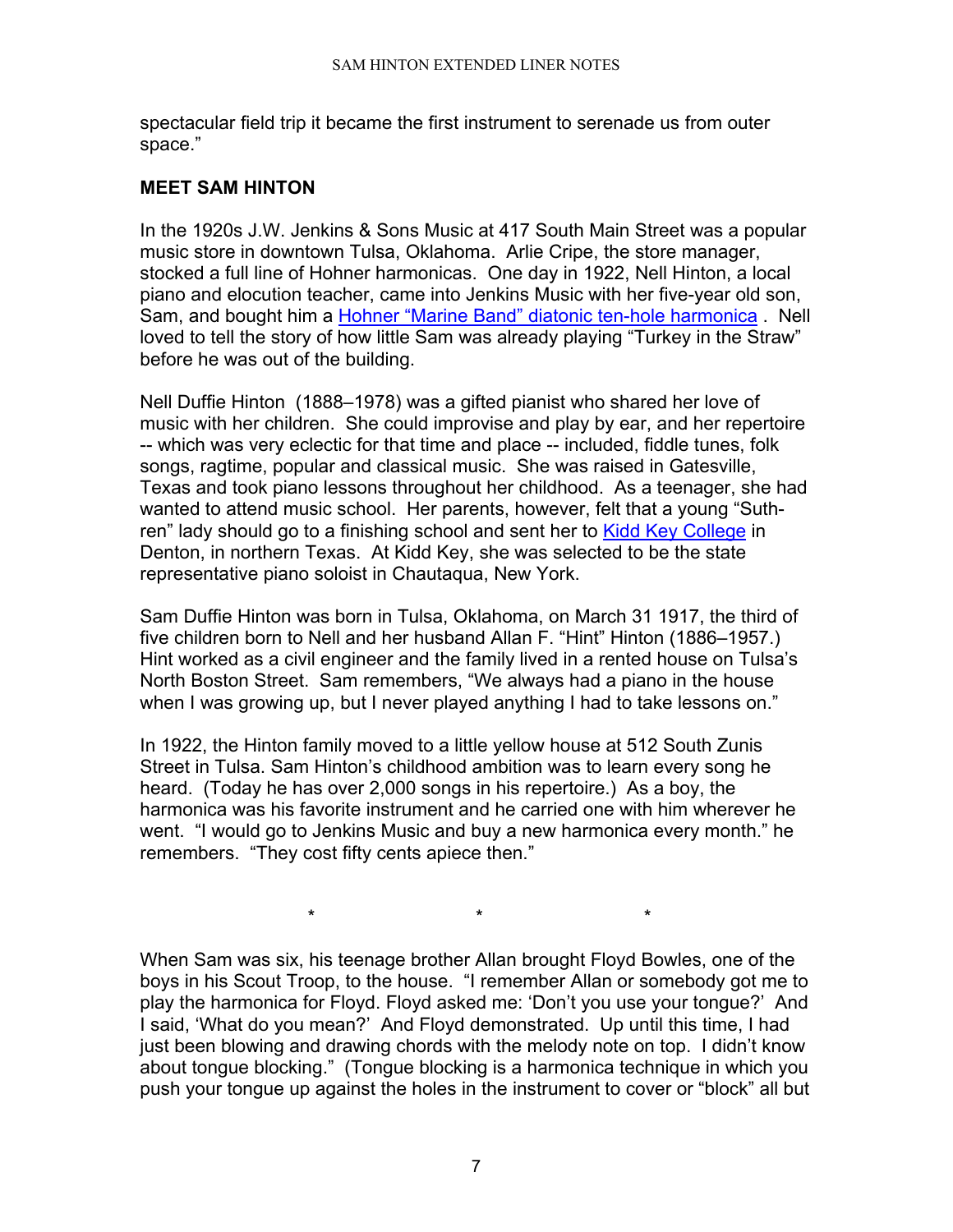spectacular field trip it became the first instrument to serenade us from outer space."

## MEET SAM HINTON

In the 1920s J.W. Jenkins & Sons Music at 417 South Main Street was a popular music store in downtown Tulsa, Oklahoma. Arlie Cripe, the store manager, stocked a full line of Hohner harmonicas. One day in 1922, Nell Hinton, a local piano and elocution teacher, came into Jenkins Music with her five-year old son, Sam, and bought him a Hohner "Marine Band" diatonic ten-hole harmonica . Nell loved to tell the story of how little Sam was already playing "Turkey in the Straw" before he was out of the building.

Nell Duffie Hinton (1888–1978) was a gifted pianist who shared her love of music with her children. She could improvise and play by ear, and her repertoire -- which was very eclectic for that time and place -- included, fiddle tunes, folk songs, ragtime, popular and classical music. She was raised in Gatesville, Texas and took piano lessons throughout her childhood. As a teenager, she had wanted to attend music school. Her parents, however, felt that a young "Suth-ren" lady should go to a finishing school and sent her to Kidd Key College in Denton, in northern Texas. At Kidd Key, she was selected to be the state representative piano soloist in Chautaqua, New York.

Sam Duffie Hinton was born in Tulsa, Oklahoma, on March 31 1917, the third of five children born to Nell and her husband Allan F. "Hint" Hinton (1886–1957.) Hint worked as a civil engineer and the family lived in a rented house on Tulsa's North Boston Street. Sam remembers, "We always had a piano in the house when I was growing up, but I never played anything I had to take lessons on."

In 1922, the Hinton family moved to a little yellow house at 512 South Zunis Street in Tulsa. Sam Hinton's childhood ambition was to learn every song he heard. (Today he has over 2,000 songs in his repertoire.) As a boy, the harmonica was his favorite instrument and he carried one with him wherever he went. "I would go to Jenkins Music and buy a new harmonica every month." he remembers. "They cost fifty cents apiece then."

\*                    \*                    \*

When Sam was six, his teenage brother Allan brought Floyd Bowles, one of the boys in his Scout Troop, to the house. "I remember Allan or somebody got me to play the harmonica for Floyd. Floyd asked me: 'Don't you use your tongue?' And I said, 'What do you mean?' And Floyd demonstrated. Up until this time, I had just been blowing and drawing chords with the melody note on top. I didn't know about tongue blocking." (Tongue blocking is a harmonica technique in which you push your tongue up against the holes in the instrument to cover or "block" all but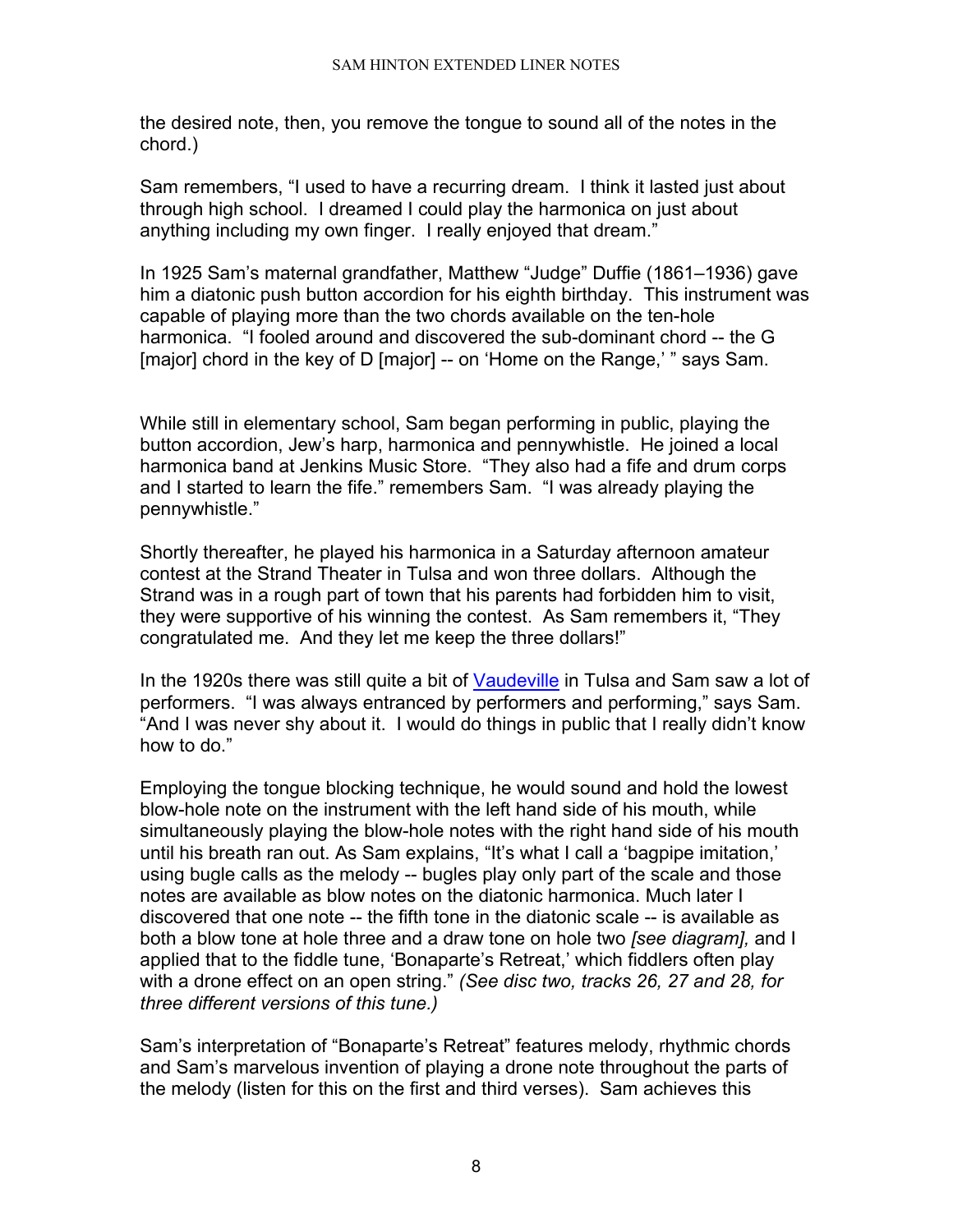the desired note, then, you remove the tongue to sound all of the notes in the chord.)

Sam remembers, "I used to have a recurring dream. I think it lasted just about through high school. I dreamed I could play the harmonica on just about anything including my own finger. I really enjoyed that dream."

In 1925 Sam's maternal grandfather, Matthew "Judge" Duffie (1861–1936) gave him a diatonic push button accordion for his eighth birthday. This instrument was capable of playing more than the two chords available on the ten-hole harmonica. "I fooled around and discovered the sub-dominant chord -- the G [major] chord in the key of D [major] -- on 'Home on the Range,' " says Sam.

While still in elementary school, Sam began performing in public, playing the button accordion, Jew's harp, harmonica and pennywhistle. He joined a local harmonica band at Jenkins Music Store. "They also had a fife and drum corps and I started to learn the fife." remembers Sam. "I was already playing the pennywhistle."

Shortly thereafter, he played his harmonica in a Saturday afternoon amateur contest at the Strand Theater in Tulsa and won three dollars. Although the Strand was in a rough part of town that his parents had forbidden him to visit, they were supportive of his winning the contest. As Sam remembers it, "They congratulated me. And they let me keep the three dollars!"

In the 1920s there was still quite a bit of Vaudeville in Tulsa and Sam saw a lot of performers. "I was always entranced by performers and performing," says Sam. "And I was never shy about it. I would do things in public that I really didn't know how to do."

Employing the tongue blocking technique, he would sound and hold the lowest blow-hole note on the instrument with the left hand side of his mouth, while simultaneously playing the blow-hole notes with the right hand side of his mouth until his breath ran out. As Sam explains, "It's what I call a 'bagpipe imitation,' using bugle calls as the melody -- bugles play only part of the scale and those notes are available as blow notes on the diatonic harmonica. Much later I discovered that one note -- the fifth tone in the diatonic scale -- is available as both a blow tone at hole three and a draw tone on hole two *[see diagram],* and I applied that to the fiddle tune, 'Bonaparte's Retreat,' which fiddlers often play with a drone effect on an open string." *(See disc two, tracks 26, 27 and 28, for three different versions of this tune.)*

Sam's interpretation of "Bonaparte's Retreat" features melody, rhythmic chords and Sam's marvelous invention of playing a drone note throughout the parts of the melody (listen for this on the first and third verses). Sam achieves this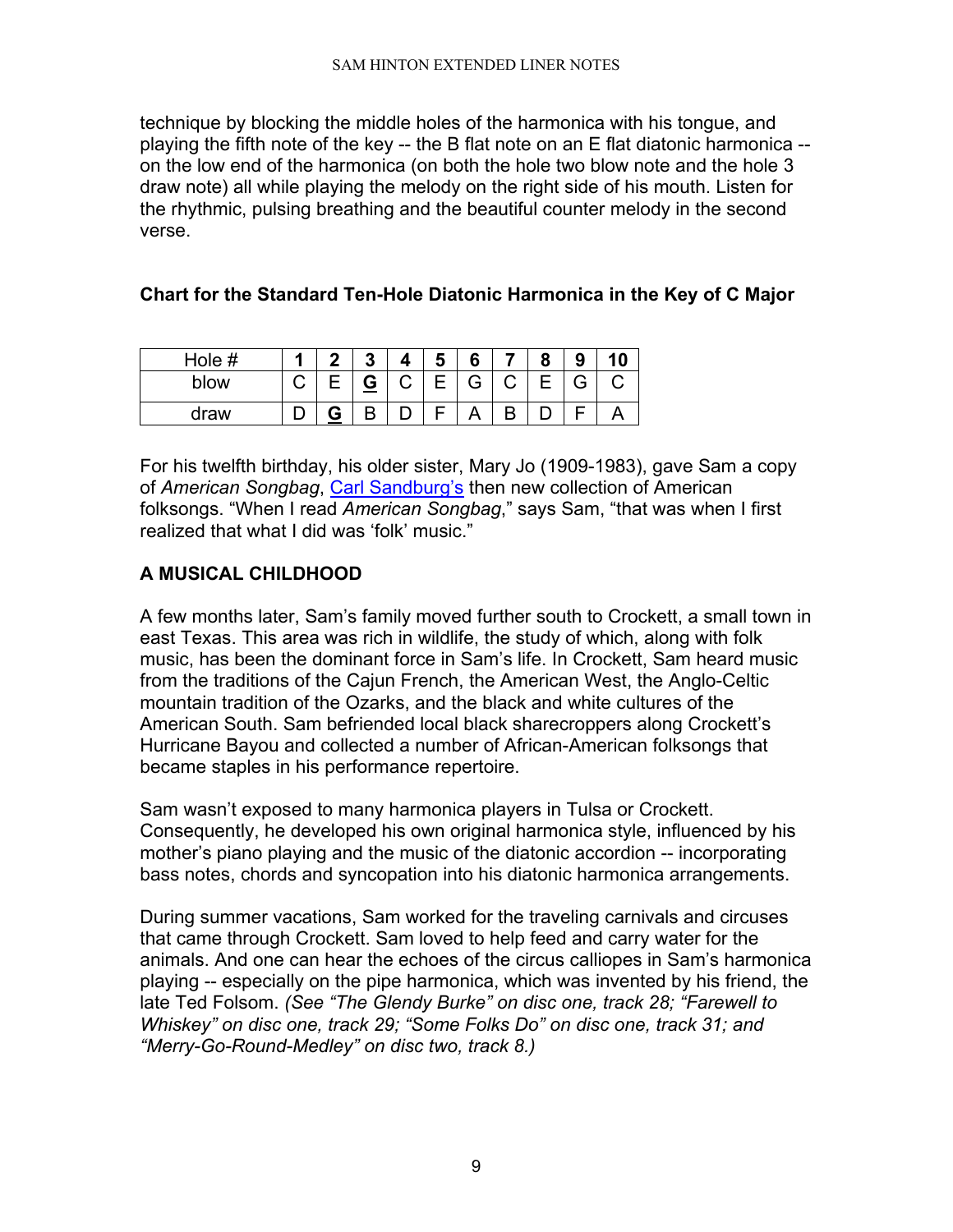technique by blocking the middle holes of the harmonica with his tongue, and playing the fifth note of the key -- the B flat note on an E flat diatonic harmonica -- on the low end of the harmonica (on both the hole two blow note and the hole 3 draw note) all while playing the melody on the right side of his mouth. Listen for the rhythmic, pulsing breathing and the beautiful counter melody in the second verse.

**Chart for the Standard Ten-Hole Diatonic Harmonica in the Key of C Major**

| Hole # | **1** | **2** | **3** | **4** | **5** | **6** | **7** | **8** | **9** | **10** |
|---|---|---|---|---|---|---|---|---|---|---|
| blow | C | E | **G** | C | E | G | C | E | G | C |
| draw | D | **G** | B | D | F | A | B | D | F | A |

For his twelfth birthday, his older sister, Mary Jo (1909-1983), gave Sam a copy of *American Songbag*, Carl Sandburg's then new collection of American folksongs. "When I read *American Songbag*," says Sam, "that was when I first realized that what I did was 'folk' music."

**A MUSICAL CHILDHOOD**

A few months later, Sam's family moved further south to Crockett, a small town in east Texas. This area was rich in wildlife, the study of which, along with folk music, has been the dominant force in Sam's life. In Crockett, Sam heard music from the traditions of the Cajun French, the American West, the Anglo-Celtic mountain tradition of the Ozarks, and the black and white cultures of the American South. Sam befriended local black sharecroppers along Crockett's Hurricane Bayou and collected a number of African-American folksongs that became staples in his performance repertoire.

Sam wasn't exposed to many harmonica players in Tulsa or Crockett. Consequently, he developed his own original harmonica style, influenced by his mother's piano playing and the music of the diatonic accordion -- incorporating bass notes, chords and syncopation into his diatonic harmonica arrangements.

During summer vacations, Sam worked for the traveling carnivals and circuses that came through Crockett. Sam loved to help feed and carry water for the animals. And one can hear the echoes of the circus calliopes in Sam's harmonica playing -- especially on the pipe harmonica, which was invented by his friend, the late Ted Folsom. *(See "The Glendy Burke" on disc one, track 28; "Farewell to Whiskey" on disc one, track 29; "Some Folks Do" on disc one, track 31; and "Merry-Go-Round-Medley" on disc two, track 8.)*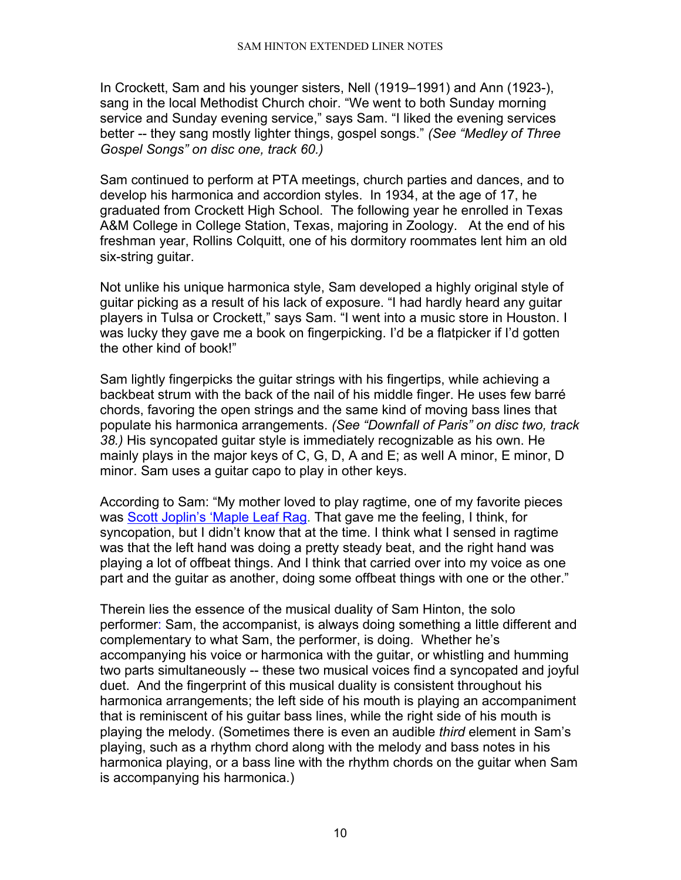In Crockett, Sam and his younger sisters, Nell (1919–1991) and Ann (1923-), sang in the local Methodist Church choir. "We went to both Sunday morning service and Sunday evening service," says Sam. "I liked the evening services better -- they sang mostly lighter things, gospel songs." *(See "Medley of Three Gospel Songs" on disc one, track 60.)*

Sam continued to perform at PTA meetings, church parties and dances, and to develop his harmonica and accordion styles. In 1934, at the age of 17, he graduated from Crockett High School. The following year he enrolled in Texas A&M College in College Station, Texas, majoring in Zoology. At the end of his freshman year, Rollins Colquitt, one of his dormitory roommates lent him an old six-string guitar.

Not unlike his unique harmonica style, Sam developed a highly original style of guitar picking as a result of his lack of exposure. "I had hardly heard any guitar players in Tulsa or Crockett," says Sam. "I went into a music store in Houston. I was lucky they gave me a book on fingerpicking. I'd be a flatpicker if I'd gotten the other kind of book!"

Sam lightly fingerpicks the guitar strings with his fingertips, while achieving a backbeat strum with the back of the nail of his middle finger. He uses few barré chords, favoring the open strings and the same kind of moving bass lines that populate his harmonica arrangements. *(See "Downfall of Paris" on disc two, track 38.)* His syncopated guitar style is immediately recognizable as his own. He mainly plays in the major keys of C, G, D, A and E; as well A minor, E minor, D minor. Sam uses a guitar capo to play in other keys.

According to Sam: "My mother loved to play ragtime, one of my favorite pieces was Scott Joplin's 'Maple Leaf Rag. That gave me the feeling, I think, for syncopation, but I didn't know that at the time. I think what I sensed in ragtime was that the left hand was doing a pretty steady beat, and the right hand was playing a lot of offbeat things. And I think that carried over into my voice as one part and the guitar as another, doing some offbeat things with one or the other."

Therein lies the essence of the musical duality of Sam Hinton, the solo performer: Sam, the accompanist, is always doing something a little different and complementary to what Sam, the performer, is doing. Whether he's accompanying his voice or harmonica with the guitar, or whistling and humming two parts simultaneously -- these two musical voices find a syncopated and joyful duet. And the fingerprint of this musical duality is consistent throughout his harmonica arrangements; the left side of his mouth is playing an accompaniment that is reminiscent of his guitar bass lines, while the right side of his mouth is playing the melody. (Sometimes there is even an audible *third* element in Sam's playing, such as a rhythm chord along with the melody and bass notes in his harmonica playing, or a bass line with the rhythm chords on the guitar when Sam is accompanying his harmonica.)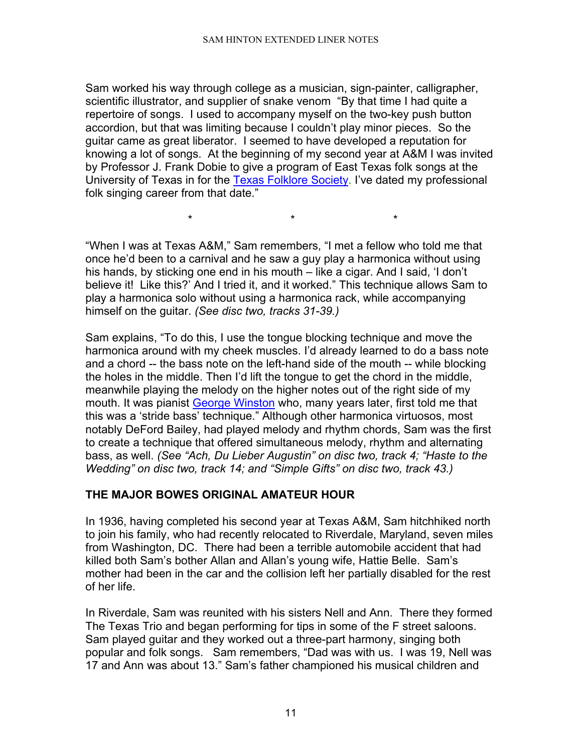Sam worked his way through college as a musician, sign-painter, calligrapher, scientific illustrator, and supplier of snake venom "By that time I had quite a repertoire of songs. I used to accompany myself on the two-key push button accordion, but that was limiting because I couldn't play minor pieces. So the guitar came as great liberator. I seemed to have developed a reputation for knowing a lot of songs. At the beginning of my second year at A&M I was invited by Professor J. Frank Dobie to give a program of East Texas folk songs at the University of Texas in for the Texas Folklore Society. I've dated my professional folk singing career from that date."

\* \* \*

"When I was at Texas A&M," Sam remembers, "I met a fellow who told me that once he'd been to a carnival and he saw a guy play a harmonica without using his hands, by sticking one end in his mouth – like a cigar. And I said, 'I don't believe it! Like this?' And I tried it, and it worked." This technique allows Sam to play a harmonica solo without using a harmonica rack, while accompanying himself on the guitar. *(See disc two, tracks 31-39.)*

Sam explains, "To do this, I use the tongue blocking technique and move the harmonica around with my cheek muscles. I'd already learned to do a bass note and a chord -- the bass note on the left-hand side of the mouth -- while blocking the holes in the middle. Then I'd lift the tongue to get the chord in the middle, meanwhile playing the melody on the higher notes out of the right side of my mouth. It was pianist George Winston who, many years later, first told me that this was a 'stride bass' technique." Although other harmonica virtuosos, most notably DeFord Bailey, had played melody and rhythm chords, Sam was the first to create a technique that offered simultaneous melody, rhythm and alternating bass, as well. *(See "Ach, Du Lieber Augustin" on disc two, track 4; "Haste to the Wedding" on disc two, track 14; and "Simple Gifts" on disc two, track 43.)*

## THE MAJOR BOWES ORIGINAL AMATEUR HOUR

In 1936, having completed his second year at Texas A&M, Sam hitchhiked north to join his family, who had recently relocated to Riverdale, Maryland, seven miles from Washington, DC. There had been a terrible automobile accident that had killed both Sam's bother Allan and Allan's young wife, Hattie Belle. Sam's mother had been in the car and the collision left her partially disabled for the rest of her life.

In Riverdale, Sam was reunited with his sisters Nell and Ann. There they formed The Texas Trio and began performing for tips in some of the F street saloons. Sam played guitar and they worked out a three-part harmony, singing both popular and folk songs. Sam remembers, "Dad was with us. I was 19, Nell was 17 and Ann was about 13." Sam's father championed his musical children and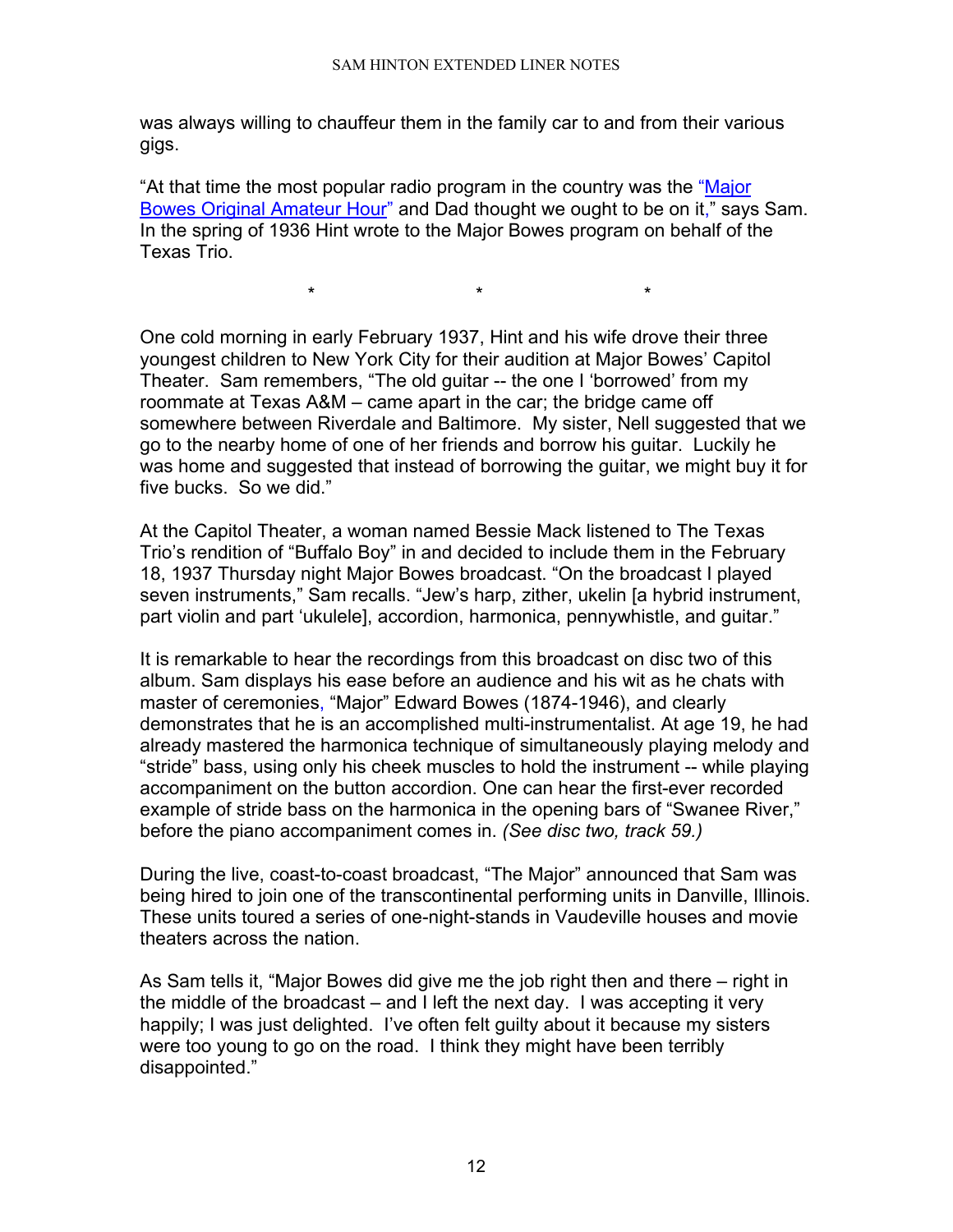was always willing to chauffeur them in the family car to and from their various gigs.

"At that time the most popular radio program in the country was the "Major Bowes Original Amateur Hour" and Dad thought we ought to be on it," says Sam. In the spring of 1936 Hint wrote to the Major Bowes program on behalf of the Texas Trio.

\* \* \*

One cold morning in early February 1937, Hint and his wife drove their three youngest children to New York City for their audition at Major Bowes' Capitol Theater. Sam remembers, "The old guitar -- the one I 'borrowed' from my roommate at Texas A&M – came apart in the car; the bridge came off somewhere between Riverdale and Baltimore. My sister, Nell suggested that we go to the nearby home of one of her friends and borrow his guitar. Luckily he was home and suggested that instead of borrowing the guitar, we might buy it for five bucks. So we did."

At the Capitol Theater, a woman named Bessie Mack listened to The Texas Trio's rendition of "Buffalo Boy" in and decided to include them in the February 18, 1937 Thursday night Major Bowes broadcast. "On the broadcast I played seven instruments," Sam recalls. "Jew's harp, zither, ukelin [a hybrid instrument, part violin and part 'ukulele], accordion, harmonica, pennywhistle, and guitar."

It is remarkable to hear the recordings from this broadcast on disc two of this album. Sam displays his ease before an audience and his wit as he chats with master of ceremonies, "Major" Edward Bowes (1874-1946), and clearly demonstrates that he is an accomplished multi-instrumentalist. At age 19, he had already mastered the harmonica technique of simultaneously playing melody and "stride" bass, using only his cheek muscles to hold the instrument -- while playing accompaniment on the button accordion. One can hear the first-ever recorded example of stride bass on the harmonica in the opening bars of "Swanee River," before the piano accompaniment comes in. *(See disc two, track 59.)*

During the live, coast-to-coast broadcast, "The Major" announced that Sam was being hired to join one of the transcontinental performing units in Danville, Illinois. These units toured a series of one-night-stands in Vaudeville houses and movie theaters across the nation.

As Sam tells it, "Major Bowes did give me the job right then and there – right in the middle of the broadcast – and I left the next day. I was accepting it very happily; I was just delighted. I've often felt guilty about it because my sisters were too young to go on the road. I think they might have been terribly disappointed."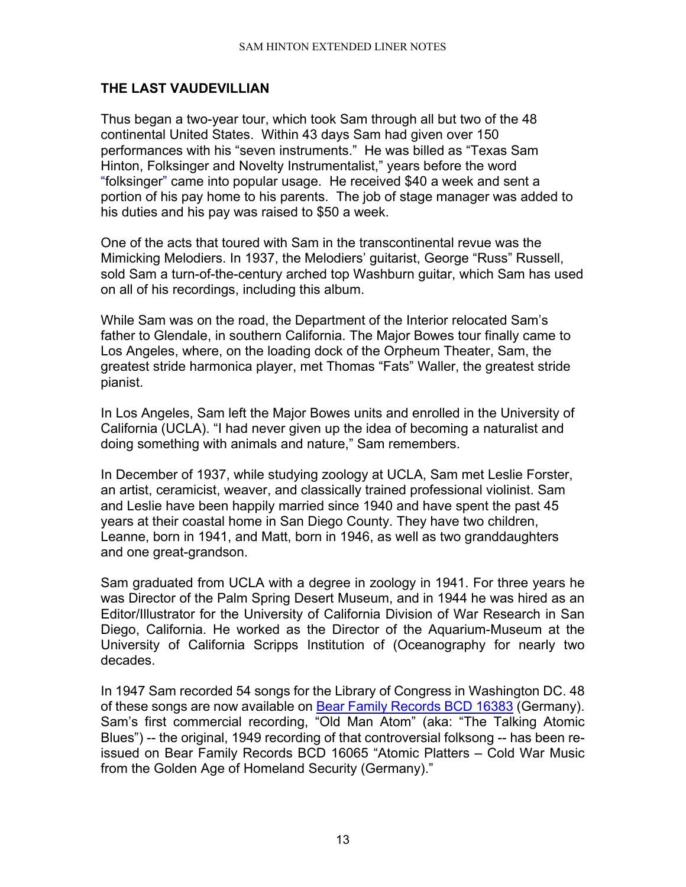## THE LAST VAUDEVILLIAN

Thus began a two-year tour, which took Sam through all but two of the 48 continental United States. Within 43 days Sam had given over 150 performances with his "seven instruments." He was billed as "Texas Sam Hinton, Folksinger and Novelty Instrumentalist," years before the word "folksinger" came into popular usage. He received $40 a week and sent a portion of his pay home to his parents. The job of stage manager was added to his duties and his pay was raised to $50 a week.

One of the acts that toured with Sam in the transcontinental revue was the Mimicking Melodiers. In 1937, the Melodiers' guitarist, George "Russ" Russell, sold Sam a turn-of-the-century arched top Washburn guitar, which Sam has used on all of his recordings, including this album.

While Sam was on the road, the Department of the Interior relocated Sam's father to Glendale, in southern California. The Major Bowes tour finally came to Los Angeles, where, on the loading dock of the Orpheum Theater, Sam, the greatest stride harmonica player, met Thomas "Fats" Waller, the greatest stride pianist.

In Los Angeles, Sam left the Major Bowes units and enrolled in the University of California (UCLA). "I had never given up the idea of becoming a naturalist and doing something with animals and nature," Sam remembers.

In December of 1937, while studying zoology at UCLA, Sam met Leslie Forster, an artist, ceramicist, weaver, and classically trained professional violinist. Sam and Leslie have been happily married since 1940 and have spent the past 45 years at their coastal home in San Diego County. They have two children, Leanne, born in 1941, and Matt, born in 1946, as well as two granddaughters and one great-grandson.

Sam graduated from UCLA with a degree in zoology in 1941. For three years he was Director of the Palm Spring Desert Museum, and in 1944 he was hired as an Editor/Illustrator for the University of California Division of War Research in San Diego, California. He worked as the Director of the Aquarium-Museum at the University of California Scripps Institution of (Oceanography for nearly two decades.

In 1947 Sam recorded 54 songs for the Library of Congress in Washington DC. 48 of these songs are now available on Bear Family Records BCD 16383 (Germany). Sam's first commercial recording, "Old Man Atom" (aka: "The Talking Atomic Blues") -- the original, 1949 recording of that controversial folksong -- has been re-issued on Bear Family Records BCD 16065 "Atomic Platters – Cold War Music from the Golden Age of Homeland Security (Germany)."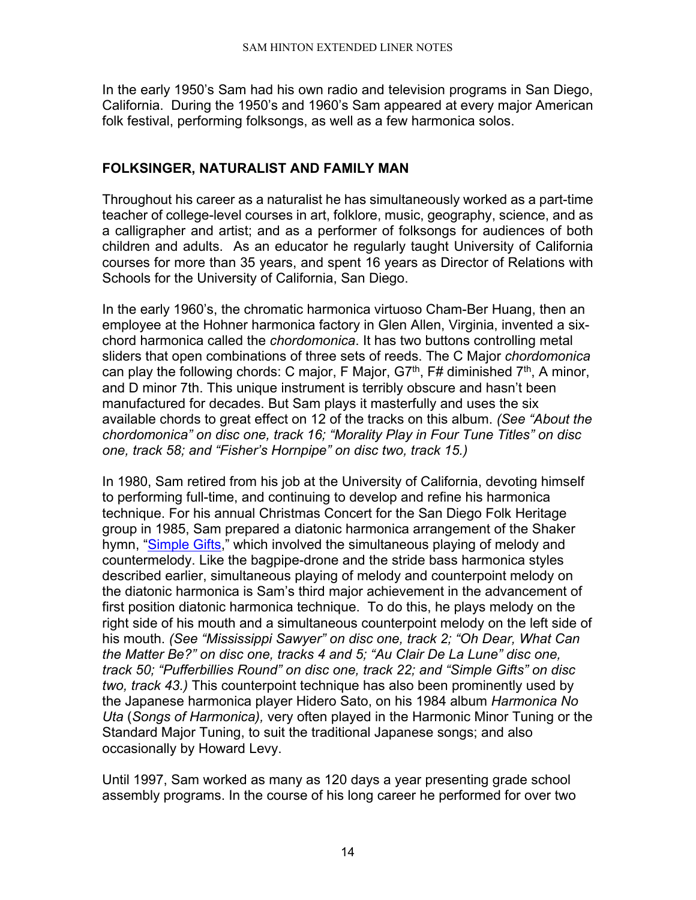In the early 1950's Sam had his own radio and television programs in San Diego, California. During the 1950's and 1960's Sam appeared at every major American folk festival, performing folksongs, as well as a few harmonica solos.

## FOLKSINGER, NATURALIST AND FAMILY MAN

Throughout his career as a naturalist he has simultaneously worked as a part-time teacher of college-level courses in art, folklore, music, geography, science, and as a calligrapher and artist; and as a performer of folksongs for audiences of both children and adults. As an educator he regularly taught University of California courses for more than 35 years, and spent 16 years as Director of Relations with Schools for the University of California, San Diego.

In the early 1960's, the chromatic harmonica virtuoso Cham-Ber Huang, then an employee at the Hohner harmonica factory in Glen Allen, Virginia, invented a six-chord harmonica called the *chordomonica*. It has two buttons controlling metal sliders that open combinations of three sets of reeds. The C Major *chordomonica* can play the following chords: C major, F Major, G7th, F# diminished 7th, A minor, and D minor 7th. This unique instrument is terribly obscure and hasn't been manufactured for decades. But Sam plays it masterfully and uses the six available chords to great effect on 12 of the tracks on this album. *(See "About the chordomonica" on disc one, track 16; "Morality Play in Four Tune Titles" on disc one, track 58; and "Fisher's Hornpipe" on disc two, track 15.)*

In 1980, Sam retired from his job at the University of California, devoting himself to performing full-time, and continuing to develop and refine his harmonica technique. For his annual Christmas Concert for the San Diego Folk Heritage group in 1985, Sam prepared a diatonic harmonica arrangement of the Shaker hymn, "Simple Gifts," which involved the simultaneous playing of melody and countermelody. Like the bagpipe-drone and the stride bass harmonica styles described earlier, simultaneous playing of melody and counterpoint melody on the diatonic harmonica is Sam's third major achievement in the advancement of first position diatonic harmonica technique. To do this, he plays melody on the right side of his mouth and a simultaneous counterpoint melody on the left side of his mouth. *(See "Mississippi Sawyer" on disc one, track 2; "Oh Dear, What Can the Matter Be?" on disc one, tracks 4 and 5; "Au Clair De La Lune" disc one, track 50; "Pufferbillies Round" on disc one, track 22; and "Simple Gifts" on disc two, track 43.)* This counterpoint technique has also been prominently used by the Japanese harmonica player Hidero Sato, on his 1984 album *Harmonica No Uta* (*Songs of Harmonica),* very often played in the Harmonic Minor Tuning or the Standard Major Tuning, to suit the traditional Japanese songs; and also occasionally by Howard Levy.

Until 1997, Sam worked as many as 120 days a year presenting grade school assembly programs. In the course of his long career he performed for over two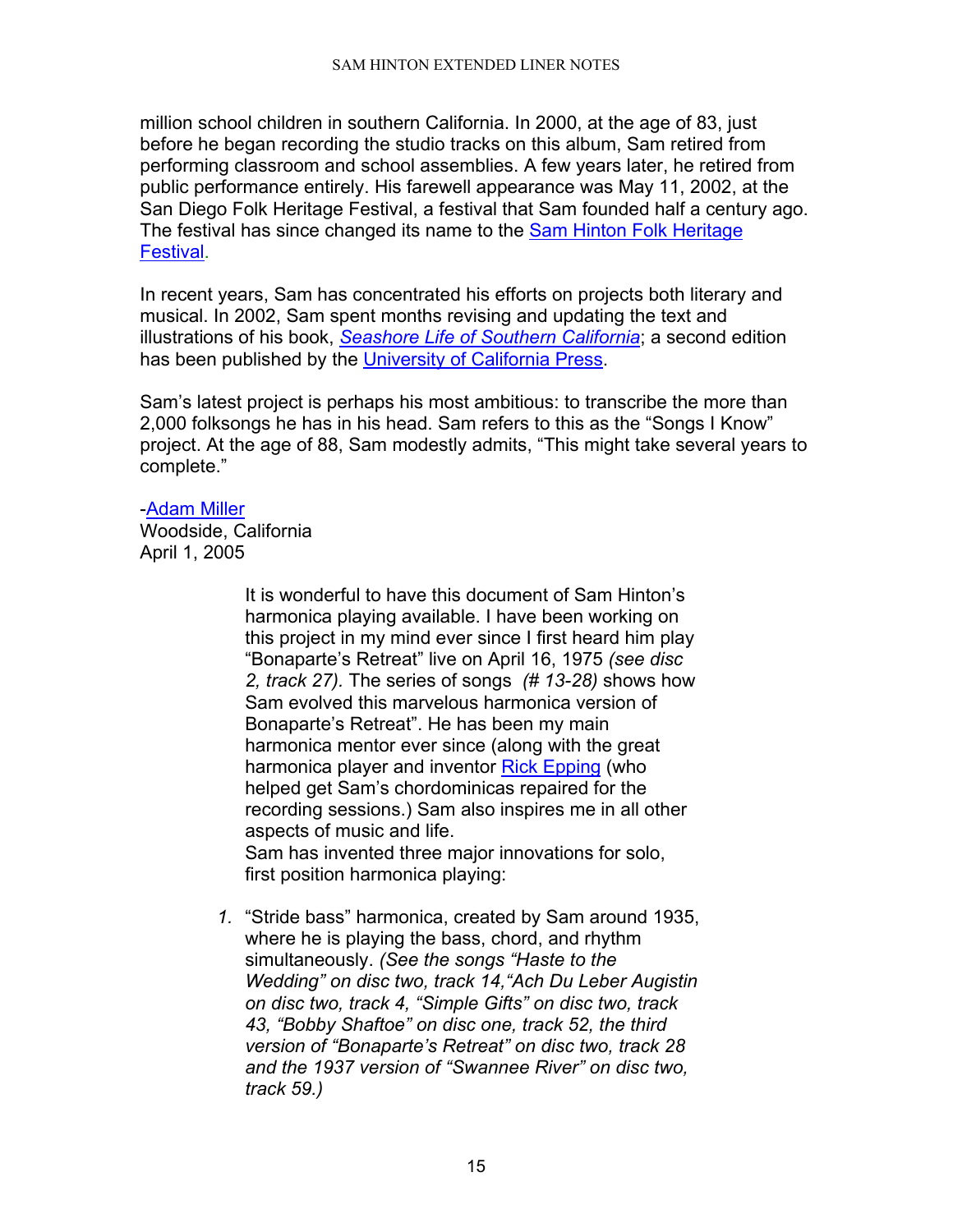million school children in southern California. In 2000, at the age of 83, just before he began recording the studio tracks on this album, Sam retired from performing classroom and school assemblies. A few years later, he retired from public performance entirely. His farewell appearance was May 11, 2002, at the San Diego Folk Heritage Festival, a festival that Sam founded half a century ago. The festival has since changed its name to the Sam Hinton Folk Heritage Festival.

In recent years, Sam has concentrated his efforts on projects both literary and musical. In 2002, Sam spent months revising and updating the text and illustrations of his book, *Seashore Life of Southern California*; a second edition has been published by the University of California Press.

Sam's latest project is perhaps his most ambitious: to transcribe the more than 2,000 folksongs he has in his head. Sam refers to this as the "Songs I Know" project. At the age of 88, Sam modestly admits, "This might take several years to complete."

-Adam Miller
Woodside, California
April 1, 2005

It is wonderful to have this document of Sam Hinton's harmonica playing available. I have been working on this project in my mind ever since I first heard him play "Bonaparte's Retreat" live on April 16, 1975 *(see disc 2, track 27).* The series of songs *(# 13-28)* shows how Sam evolved this marvelous harmonica version of Bonaparte's Retreat". He has been my main harmonica mentor ever since (along with the great harmonica player and inventor Rick Epping (who helped get Sam's chordominicas repaired for the recording sessions.) Sam also inspires me in all other aspects of music and life.
Sam has invented three major innovations for solo, first position harmonica playing:

1. "Stride bass" harmonica, created by Sam around 1935, where he is playing the bass, chord, and rhythm simultaneously. *(See the songs "Haste to the Wedding" on disc two, track 14,"Ach Du Leber Augistin on disc two, track 4, "Simple Gifts" on disc two, track 43, "Bobby Shaftoe" on disc one, track 52, the third version of "Bonaparte's Retreat" on disc two, track 28 and the 1937 version of "Swannee River" on disc two, track 59.)*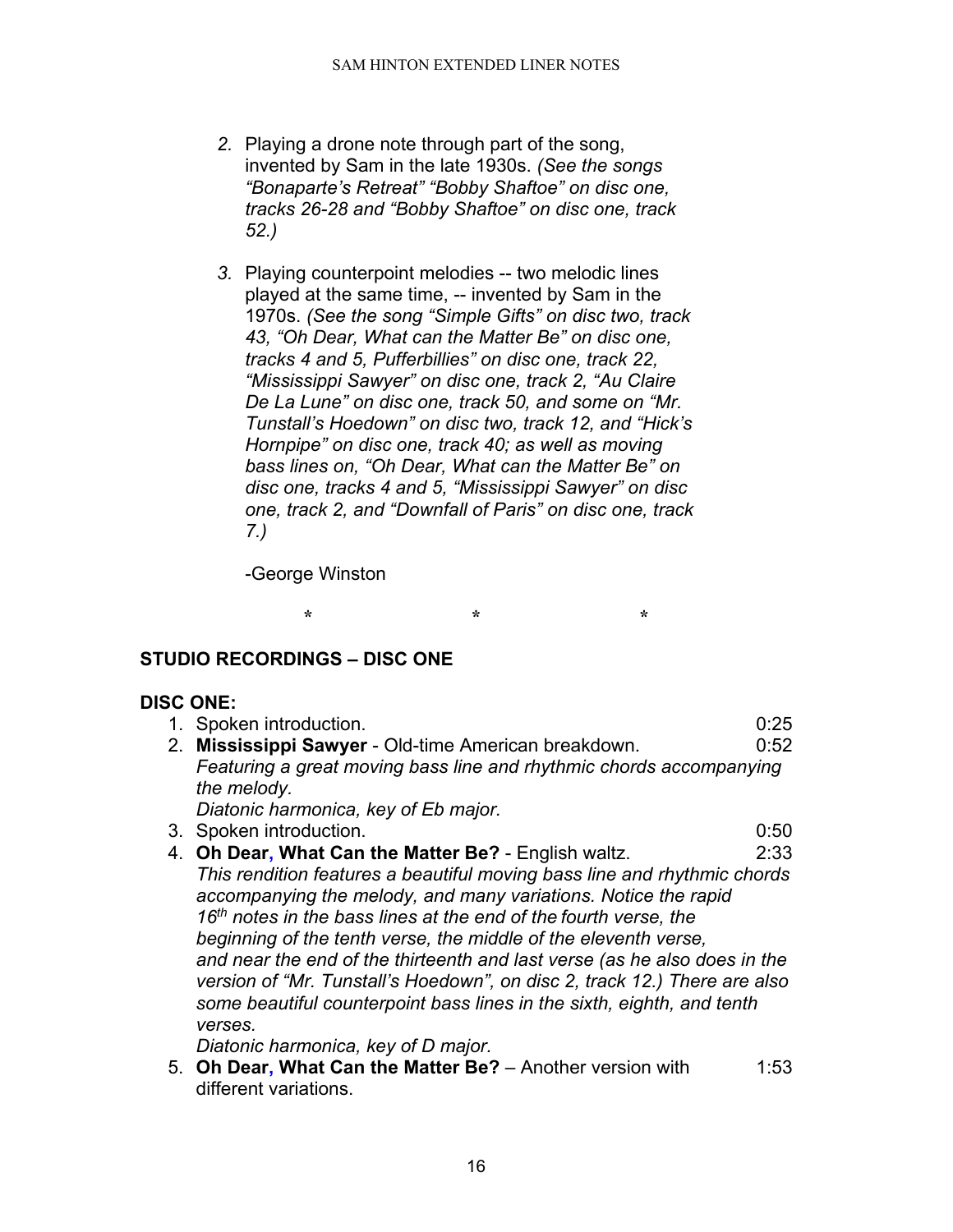2. Playing a drone note through part of the song, invented by Sam in the late 1930s. *(See the songs "Bonaparte's Retreat" "Bobby Shaftoe" on disc one, tracks 26-28 and "Bobby Shaftoe" on disc one, track 52.)*

3. Playing counterpoint melodies -- two melodic lines played at the same time, -- invented by Sam in the 1970s. *(See the song "Simple Gifts" on disc two, track 43, "Oh Dear, What can the Matter Be" on disc one, tracks 4 and 5, Pufferbillies" on disc one, track 22, "Mississippi Sawyer" on disc one, track 2, "Au Claire De La Lune" on disc one, track 50, and some on "Mr. Tunstall's Hoedown" on disc two, track 12, and "Hick's Hornpipe" on disc one, track 40; as well as moving bass lines on, "Oh Dear, What can the Matter Be" on disc one, tracks 4 and 5, "Mississippi Sawyer" on disc one, track 2, and "Downfall of Paris" on disc one, track 7.)*

-George Winston

\* \* \*

## STUDIO RECORDINGS – DISC ONE

### DISC ONE:

1. Spoken introduction. 0:25
2. **Mississippi Sawyer** - Old-time American breakdown. 0:52
   *Featuring a great moving bass line and rhythmic chords accompanying the melody.*
   *Diatonic harmonica, key of Eb major.*
3. Spoken introduction. 0:50
4. **Oh Dear, What Can the Matter Be?** - English waltz. 2:33
   *This rendition features a beautiful moving bass line and rhythmic chords accompanying the melody, and many variations. Notice the rapid 16th notes in the bass lines at the end of the fourth verse, the beginning of the tenth verse, the middle of the eleventh verse, and near the end of the thirteenth and last verse (as he also does in the version of "Mr. Tunstall's Hoedown", on disc 2, track 12.) There are also some beautiful counterpoint bass lines in the sixth, eighth, and tenth verses.*
   *Diatonic harmonica, key of D major.*
5. **Oh Dear, What Can the Matter Be?** – Another version with different variations. 1:53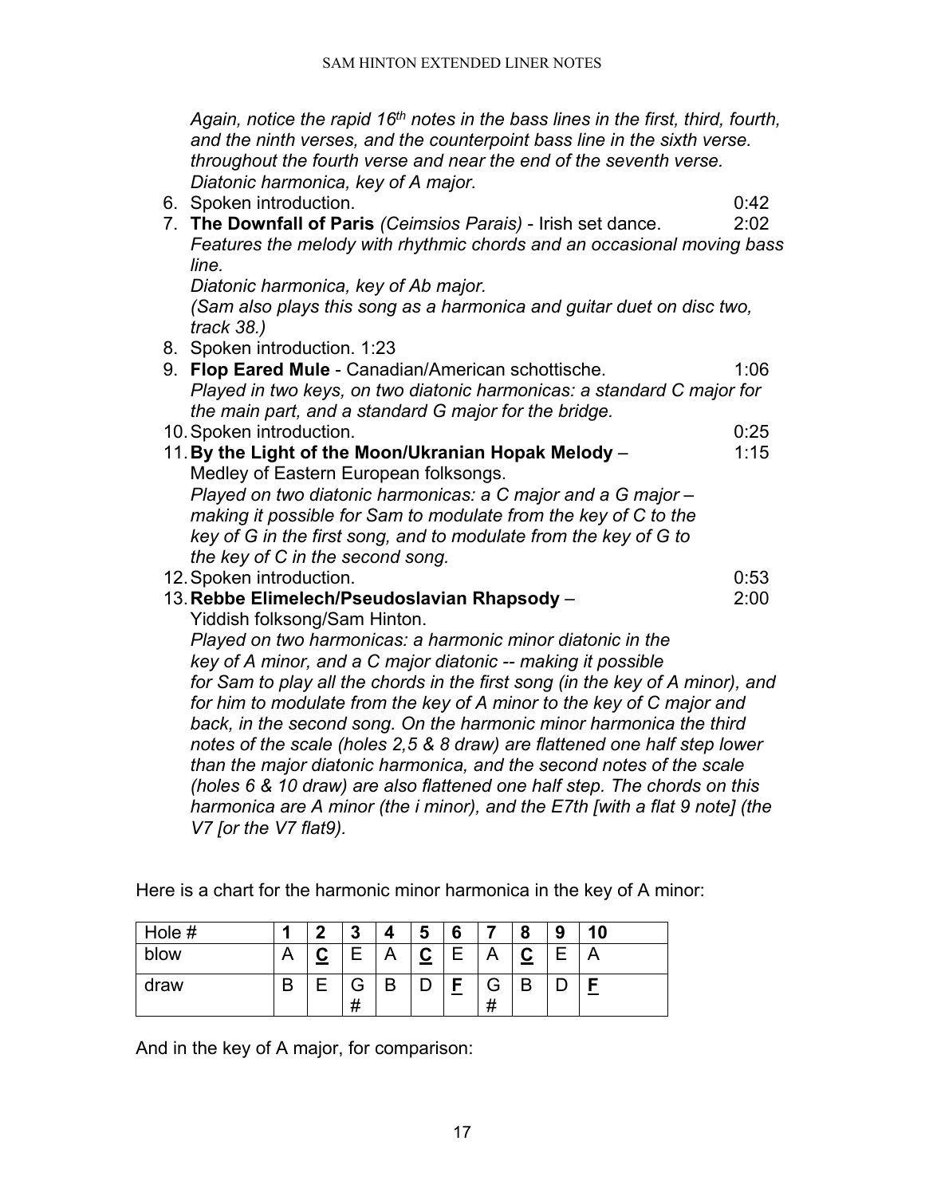*Again, notice the rapid 16th notes in the bass lines in the first, third, fourth, and the ninth verses, and the counterpoint bass line in the sixth verse. throughout the fourth verse and near the end of the seventh verse. Diatonic harmonica, key of A major.*

6. Spoken introduction. 0:42
7. **The Downfall of Paris** *(Ceimsios Parais)* - Irish set dance. 2:02
   *Features the melody with rhythmic chords and an occasional moving bass line.*
   *Diatonic harmonica, key of Ab major.*
   *(Sam also plays this song as a harmonica and guitar duet on disc two, track 38.)*
8. Spoken introduction. 1:23
9. **Flop Eared Mule** - Canadian/American schottische. 1:06
   *Played in two keys, on two diatonic harmonicas: a standard C major for the main part, and a standard G major for the bridge.*
10. Spoken introduction. 0:25
11. **By the Light of the Moon/Ukranian Hopak Melody** – 1:15
    Medley of Eastern European folksongs.
    *Played on two diatonic harmonicas: a C major and a G major – making it possible for Sam to modulate from the key of C to the key of G in the first song, and to modulate from the key of G to the key of C in the second song.*
12. Spoken introduction. 0:53
13. **Rebbe Elimelech/Pseudoslavian Rhapsody** – 2:00
    Yiddish folksong/Sam Hinton.
    *Played on two harmonicas: a harmonic minor diatonic in the key of A minor, and a C major diatonic -- making it possible for Sam to play all the chords in the first song (in the key of A minor), and for him to modulate from the key of A minor to the key of C major and back, in the second song. On the harmonic minor harmonica the third notes of the scale (holes 2,5 & 8 draw) are flattened one half step lower than the major diatonic harmonica, and the second notes of the scale (holes 6 & 10 draw) are also flattened one half step. The chords on this harmonica are A minor (the i minor), and the E7th [with a flat 9 note] (the V7 [or the V7 flat9).*

Here is a chart for the harmonic minor harmonica in the key of A minor:

| Hole # | **1** | **2** | **3** | **4** | **5** | **6** | **7** | **8** | **9** | **10** |
|---|---|---|---|---|---|---|---|---|---|---|
| blow | A | **C** | E | A | **C** | E | A | **C** | E | A |
| draw | B | E | G# | B | D | **F** | G# | B | D | **F** |

And in the key of A major, for comparison: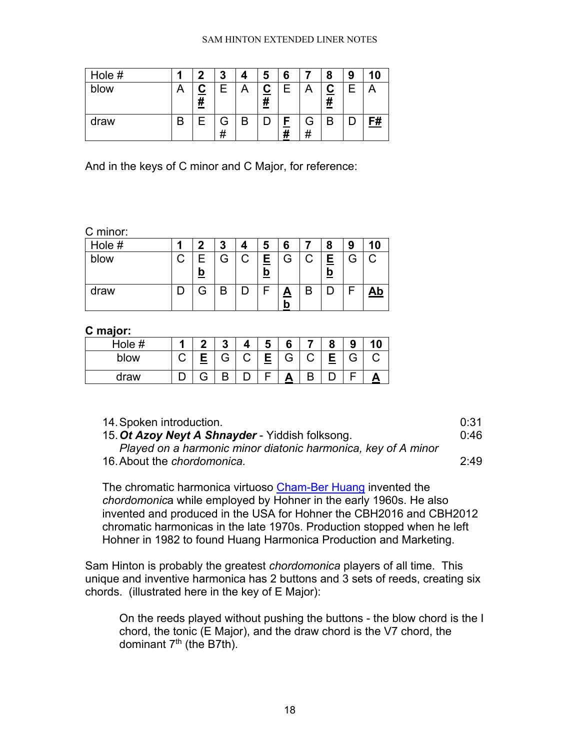| Hole # | 1 | 2 | 3 | 4 | 5 | 6 | 7 | 8 | 9 | 10 |
|---|---|---|---|---|---|---|---|---|---|---|
| blow | A | **C#** | E | A | **C#** | E | A | **C#** | E | A |
| draw | B | E | G# | B | D | **F#** | G# | B | D | **F#** |

And in the keys of C minor and C Major, for reference:

C minor:

| Hole # | 1 | 2 | 3 | 4 | 5 | 6 | 7 | 8 | 9 | 10 |
|---|---|---|---|---|---|---|---|---|---|---|
| blow | C | **Eb** | G | C | **Eb** | G | C | **Eb** | G | C |
| draw | D | G | B | D | F | **Ab** | B | D | F | **Ab** |

**C major:**

| Hole # | 1 | 2 | 3 | 4 | 5 | 6 | 7 | 8 | 9 | 10 |
|---|---|---|---|---|---|---|---|---|---|---|
| blow | C | **E** | G | C | **E** | G | C | **E** | G | C |
| draw | D | G | B | D | F | **A** | B | D | F | **A** |

14. Spoken introduction. 0:31
15. ***Ot Azoy Neyt A Shnayder*** - Yiddish folksong. 0:46
    *Played on a harmonic minor diatonic harmonica, key of A minor*
16. About the *chordomonica.* 2:49

The chromatic harmonica virtuoso Cham-Ber Huang invented the *chordomonica* while employed by Hohner in the early 1960s. He also invented and produced in the USA for Hohner the CBH2016 and CBH2012 chromatic harmonicas in the late 1970s. Production stopped when he left Hohner in 1982 to found Huang Harmonica Production and Marketing.

Sam Hinton is probably the greatest *chordomonica* players of all time. This unique and inventive harmonica has 2 buttons and 3 sets of reeds, creating six chords. (illustrated here in the key of E Major):

> On the reeds played without pushing the buttons - the blow chord is the I chord, the tonic (E Major), and the draw chord is the V7 chord, the dominant 7th (the B7th).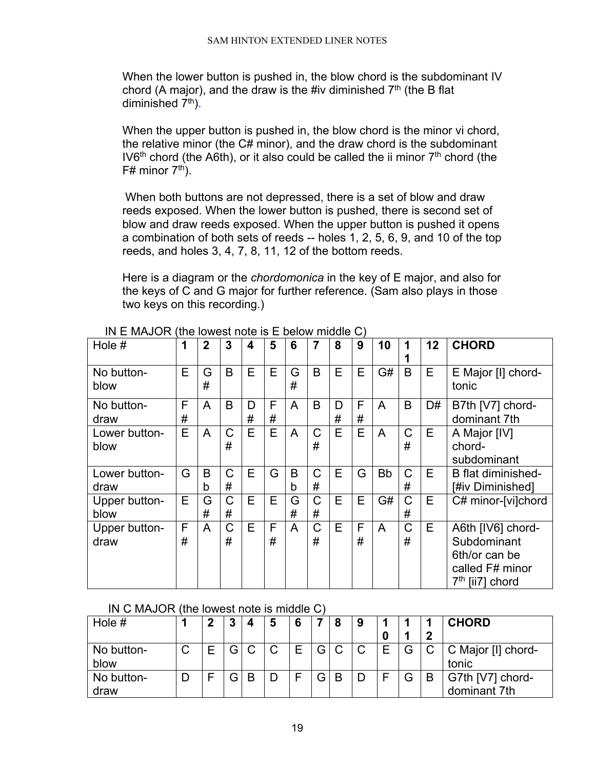When the lower button is pushed in, the blow chord is the subdominant IV chord (A major), and the draw is the #iv diminished 7th (the B flat diminished 7th).

When the upper button is pushed in, the blow chord is the minor vi chord, the relative minor (the C# minor), and the draw chord is the subdominant IV6th chord (the A6th), or it also could be called the ii minor 7th chord (the F# minor 7th).

When both buttons are not depressed, there is a set of blow and draw reeds exposed. When the lower button is pushed, there is second set of blow and draw reeds exposed. When the upper button is pushed it opens a combination of both sets of reeds -- holes 1, 2, 5, 6, 9, and 10 of the top reeds, and holes 3, 4, 7, 8, 11, 12 of the bottom reeds.

Here is a diagram or the *chordomonica* in the key of E major, and also for the keys of C and G major for further reference. (Sam also plays in those two keys on this recording.)

IN E MAJOR (the lowest note is E below middle C)

| Hole # | 1 | 2 | 3 | 4 | 5 | 6 | 7 | 8 | 9 | 10 | 11 | 12 | CHORD |
|---|---|---|---|---|---|---|---|---|---|---|---|---|---|
| No button-blow | E | G# | B | E | E | G# | B | E | E | G# | B | E | E Major [I] chord-tonic |
| No button-draw | F# | A | B | D# | F# | A | B | D# | F# | A | B | D# | B7th [V7] chord-dominant 7th |
| Lower button-blow | E | A | C# | E | E | A | C# | E | E | A | C# | E | A Major [IV] chord-subdominant |
| Lower button-draw | G | Bb | C# | E | G | Bb | C# | E | G | Bb | C# | E | B flat diminished-[#iv Diminished] |
| Upper button-blow | E | G# | C# | E | E | G# | C# | E | E | G# | C# | E | C# minor-[vi]chord |
| Upper button-draw | F# | A | C# | E | F# | A | C# | E | F# | A | C# | E | A6th [IV6] chord-Subdominant 6th/or can be called F# minor 7th [ii7] chord |

IN C MAJOR (the lowest note is middle C)

| Hole # | 1 | 2 | 3 | 4 | 5 | 6 | 7 | 8 | 9 | 10 | 11 | 12 | CHORD |
|---|---|---|---|---|---|---|---|---|---|---|---|---|---|
| No button-blow | C | E | G | C | C | E | G | C | C | E | G | C | C Major [I] chord-tonic |
| No button-draw | D | F | G | B | D | F | G | B | D | F | G | B | G7th [V7] chord-dominant 7th |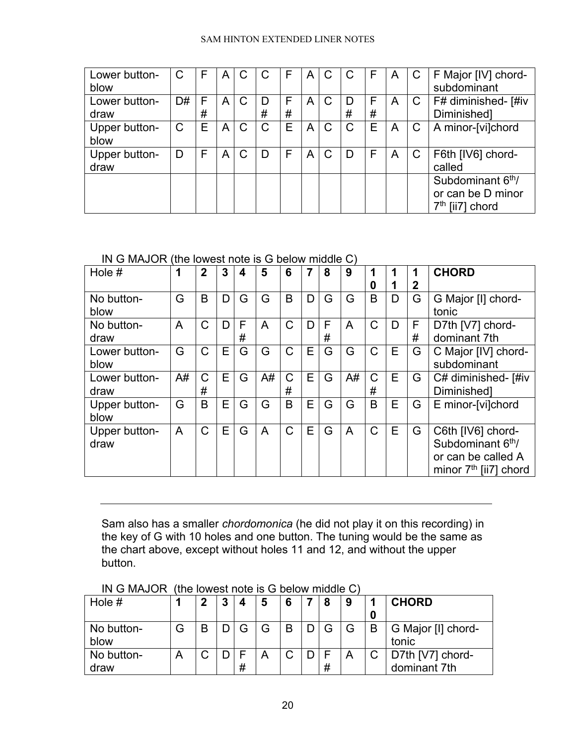| Lower button-blow | C | F | A | C | C | F | A | C | C | F | A | C | F Major [IV] chord-subdominant |
|---|---|---|---|---|---|---|---|---|---|---|---|---|---|
| Lower button-draw | D# | F# | A | C | D# | F# | A | C | D# | F# | A | C | F# diminished- [#iv Diminished] |
| Upper button-blow | C | E | A | C | C | E | A | C | C | E | A | C | A minor-[vi]chord |
| Upper button-draw | D | F | A | C | D | F | A | C | D | F | A | C | F6th [IV6] chord-called Subdominant 6th/ or can be D minor 7th [ii7] chord |

IN G MAJOR (the lowest note is G below middle C)

| Hole # | 1 | 2 | 3 | 4 | 5 | 6 | 7 | 8 | 9 | 10 | 11 | 12 | CHORD |
|---|---|---|---|---|---|---|---|---|---|---|---|---|---|
| No button-blow | G | B | D | G | G | B | D | G | G | B | D | G | G Major [I] chord-tonic |
| No button-draw | A | C | D | F# | A | C | D | F# | A | C | D | F# | D7th [V7] chord-dominant 7th |
| Lower button-blow | G | C | E | G | G | C | E | G | G | C | E | G | C Major [IV] chord-subdominant |
| Lower button-draw | A# | C# | E | G | A# | C# | E | G | A# | C# | E | G | C# diminished- [#iv Diminished] |
| Upper button-blow | G | B | E | G | G | B | E | G | G | B | E | G | E minor-[vi]chord |
| Upper button-draw | A | C | E | G | A | C | E | G | A | C | E | G | C6th [IV6] chord-Subdominant 6th/ or can be called A minor 7th [ii7] chord |

---

Sam also has a smaller *chordomonica* (he did not play it on this recording) in the key of G with 10 holes and one button. The tuning would be the same as the chart above, except without holes 11 and 12, and without the upper button.

IN G MAJOR (the lowest note is G below middle C)

| Hole # | 1 | 2 | 3 | 4 | 5 | 6 | 7 | 8 | 9 | 10 | CHORD |
|---|---|---|---|---|---|---|---|---|---|---|---|
| No button-blow | G | B | D | G | G | B | D | G | G | B | G Major [I] chord-tonic |
| No button-draw | A | C | D | F# | A | C | D | F# | A | C | D7th [V7] chord-dominant 7th |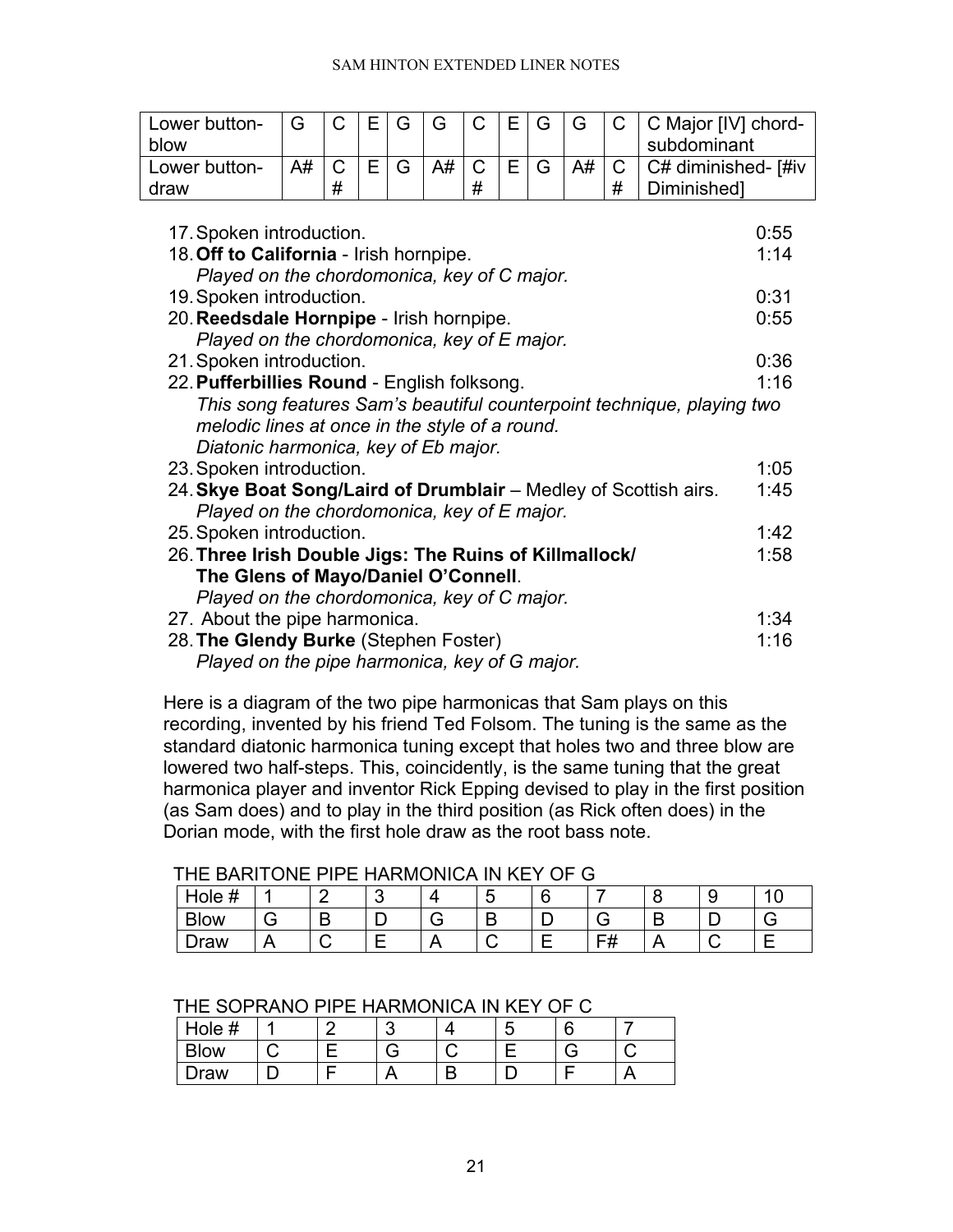| Lower button-blow | G | C | E | G | G | C | E | G | G | C | C Major [IV] chord-subdominant |
|---|---|---|---|---|---|---|---|---|---|---|---|
| Lower button-draw | A# | C# | E | G | A# | C# | E | G | A# | C# | C# diminished- [#iv Diminished] |

17. Spoken introduction. 0:55
18. **Off to California** - Irish hornpipe. 1:14
    *Played on the chordomonica, key of C major.*
19. Spoken introduction. 0:31
20. **Reedsdale Hornpipe** - Irish hornpipe. 0:55
    *Played on the chordomonica, key of E major.*
21. Spoken introduction. 0:36
22. **Pufferbillies Round** - English folksong. 1:16
    *This song features Sam's beautiful counterpoint technique, playing two melodic lines at once in the style of a round.*
    *Diatonic harmonica, key of Eb major.*
23. Spoken introduction. 1:05
24. **Skye Boat Song/Laird of Drumblair** – Medley of Scottish airs. 1:45
    *Played on the chordomonica, key of E major.*
25. Spoken introduction. 1:42
26. **Three Irish Double Jigs: The Ruins of Killmallock/ The Glens of Mayo/Daniel O'Connell**. 1:58
    *Played on the chordomonica, key of C major.*
27. About the pipe harmonica. 1:34
28. **The Glendy Burke** (Stephen Foster) 1:16
    *Played on the pipe harmonica, key of G major.*

Here is a diagram of the two pipe harmonicas that Sam plays on this recording, invented by his friend Ted Folsom. The tuning is the same as the standard diatonic harmonica tuning except that holes two and three blow are lowered two half-steps. This, coincidently, is the same tuning that the great harmonica player and inventor Rick Epping devised to play in the first position (as Sam does) and to play in the third position (as Rick often does) in the Dorian mode, with the first hole draw as the root bass note.

THE BARITONE PIPE HARMONICA IN KEY OF G

| Hole # | 1 | 2 | 3 | 4 | 5 | 6 | 7 | 8 | 9 | 10 |
|---|---|---|---|---|---|---|---|---|---|---|
| Blow | G | B | D | G | B | D | G | B | D | G |
| Draw | A | C | E | A | C | E | F# | A | C | E |

THE SOPRANO PIPE HARMONICA IN KEY OF C

| Hole # | 1 | 2 | 3 | 4 | 5 | 6 | 7 |
|---|---|---|---|---|---|---|---|
| Blow | C | E | G | C | E | G | C |
| Draw | D | F | A | B | D | F | A |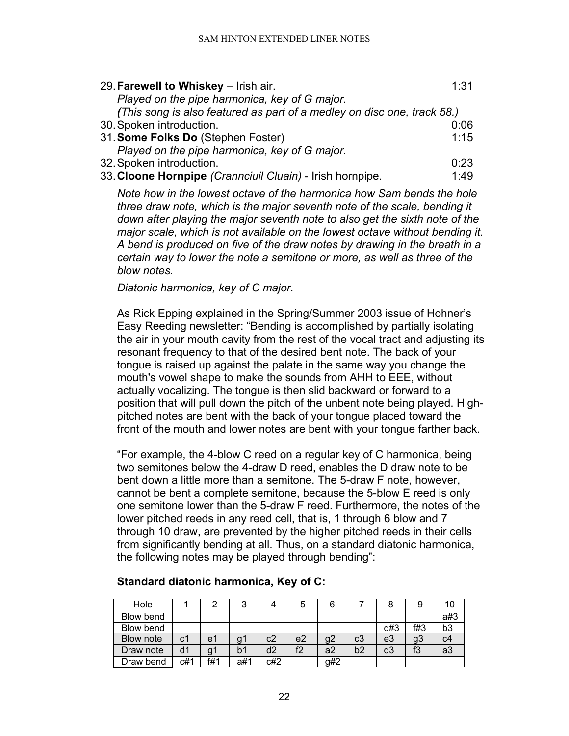29. **Farewell to Whiskey** – Irish air. 1:31

    *Played on the pipe harmonica, key of G major.*

    ***(****This song is also featured as part of a medley on disc one, track 58.)*

30. Spoken introduction. 0:06
31. **Some Folks Do** (Stephen Foster) 1:15

    *Played on the pipe harmonica, key of G major.*

32. Spoken introduction. 0:23
33. **Cloone Hornpipe** *(Crannciuil Cluain)* - Irish hornpipe. 1:49

    *Note how in the lowest octave of the harmonica how Sam bends the hole three draw note, which is the major seventh note of the scale, bending it down after playing the major seventh note to also get the sixth note of the major scale, which is not available on the lowest octave without bending it. A bend is produced on five of the draw notes by drawing in the breath in a certain way to lower the note a semitone or more, as well as three of the blow notes.*

    *Diatonic harmonica, key of C major.*

    As Rick Epping explained in the Spring/Summer 2003 issue of Hohner's Easy Reeding newsletter: "Bending is accomplished by partially isolating the air in your mouth cavity from the rest of the vocal tract and adjusting its resonant frequency to that of the desired bent note. The back of your tongue is raised up against the palate in the same way you change the mouth's vowel shape to make the sounds from AHH to EEE, without actually vocalizing. The tongue is then slid backward or forward to a position that will pull down the pitch of the unbent note being played. High-pitched notes are bent with the back of your tongue placed toward the front of the mouth and lower notes are bent with your tongue farther back.

    "For example, the 4-blow C reed on a regular key of C harmonica, being two semitones below the 4-draw D reed, enables the D draw note to be bent down a little more than a semitone. The 5-draw F note, however, cannot be bent a complete semitone, because the 5-blow E reed is only one semitone lower than the 5-draw F reed. Furthermore, the notes of the lower pitched reeds in any reed cell, that is, 1 through 6 blow and 7 through 10 draw, are prevented by the higher pitched reeds in their cells from significantly bending at all. Thus, on a standard diatonic harmonica, the following notes may be played through bending":

    **Standard diatonic harmonica, Key of C:**

| Hole | 1 | 2 | 3 | 4 | 5 | 6 | 7 | 8 | 9 | 10 |
|---|---|---|---|---|---|---|---|---|---|---|
| Blow bend | | | | | | | | | | a#3 |
| Blow bend | | | | | | | | d#3 | f#3 | b3 |
| Blow note | c1 | e1 | g1 | c2 | e2 | g2 | c3 | e3 | g3 | c4 |
| Draw note | d1 | g1 | b1 | d2 | f2 | a2 | b2 | d3 | f3 | a3 |
| Draw bend | c#1 | f#1 | a#1 | c#2 | | g#2 | | | | |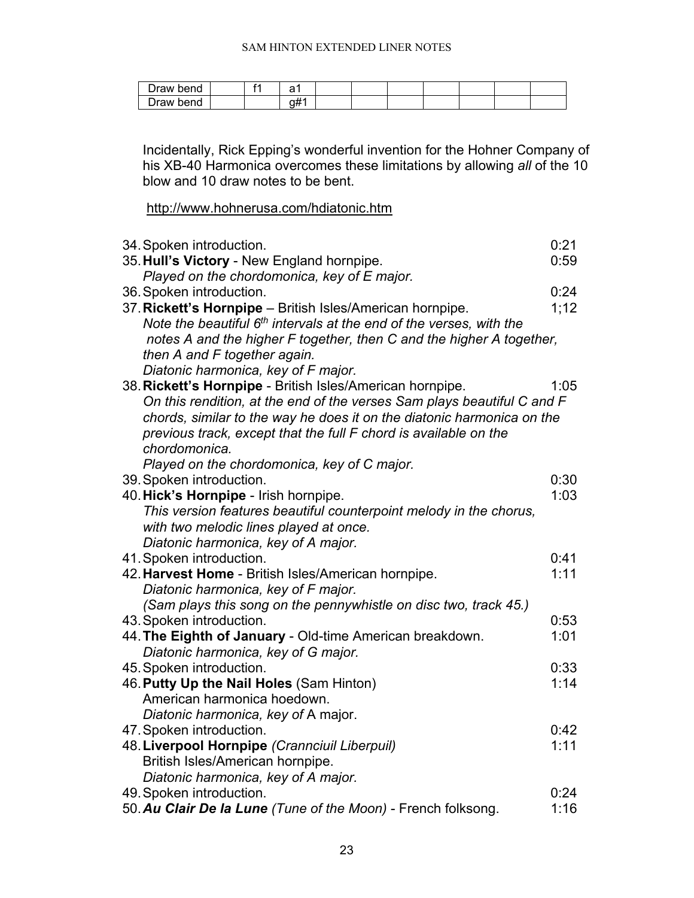| Draw bend | | f1 | a1 | | | | | | | |
|---|---|---|---|---|---|---|---|---|---|---|
| Draw bend | | | g#1 | | | | | | | |

Incidentally, Rick Epping's wonderful invention for the Hohner Company of his XB-40 Harmonica overcomes these limitations by allowing *all* of the 10 blow and 10 draw notes to be bent.

http://www.hohnerusa.com/hdiatonic.htm

34. Spoken introduction. 0:21
35. **Hull's Victory** - New England hornpipe. 0:59
    *Played on the chordomonica, key of E major.*
36. Spoken introduction. 0:24
37. **Rickett's Hornpipe** – British Isles/American hornpipe. 1;12
    *Note the beautiful 6th intervals at the end of the verses, with the notes A and the higher F together, then C and the higher A together, then A and F together again.*
    *Diatonic harmonica, key of F major.*
38. **Rickett's Hornpipe** - British Isles/American hornpipe. 1:05
    *On this rendition, at the end of the verses Sam plays beautiful C and F chords, similar to the way he does it on the diatonic harmonica on the previous track, except that the full F chord is available on the chordomonica.*
    *Played on the chordomonica, key of C major.*
39. Spoken introduction. 0:30
40. **Hick's Hornpipe** - Irish hornpipe. 1:03
    *This version features beautiful counterpoint melody in the chorus, with two melodic lines played at once.*
    *Diatonic harmonica, key of A major.*
41. Spoken introduction. 0:41
42. **Harvest Home** - British Isles/American hornpipe. 1:11
    *Diatonic harmonica, key of F major.*
    *(Sam plays this song on the pennywhistle on disc two, track 45.)*
43. Spoken introduction. 0:53
44. **The Eighth of January** - Old-time American breakdown. 1:01
    *Diatonic harmonica, key of G major.*
45. Spoken introduction. 0:33
46. **Putty Up the Nail Holes** (Sam Hinton) 1:14
    American harmonica hoedown.
    *Diatonic harmonica, key of* A major.
47. Spoken introduction. 0:42
48. **Liverpool Hornpipe** *(Crannciuil Liberpuil)* 1:11
    British Isles/American hornpipe.
    *Diatonic harmonica, key of A major.*
49. Spoken introduction. 0:24
50. ***Au Clair De la Lune*** *(Tune of the Moon)* - French folksong. 1:16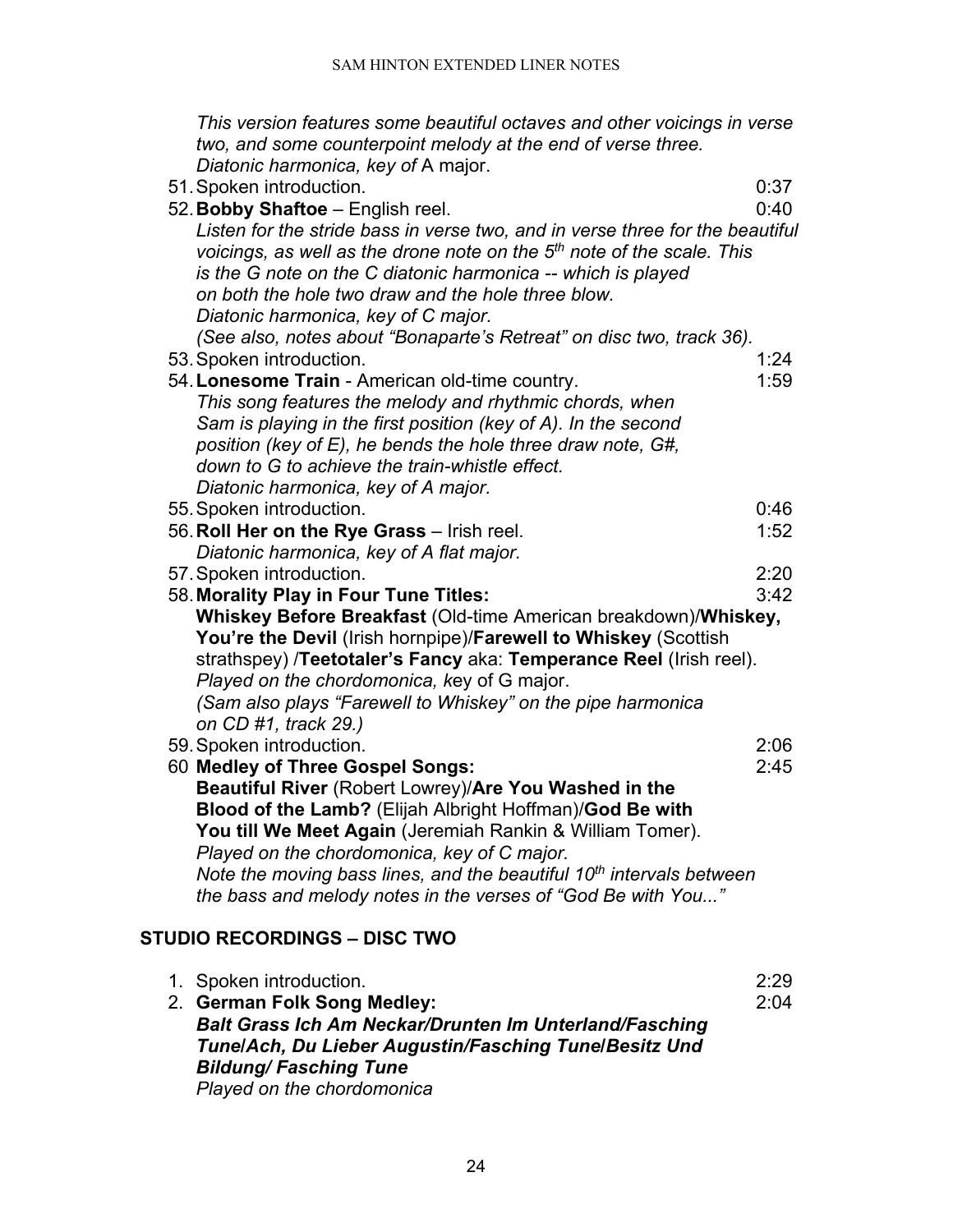*This version features some beautiful octaves and other voicings in verse two, and some counterpoint melody at the end of verse three.*
*Diatonic harmonica, key of* A major.

51. Spoken introduction. 0:37
52. **Bobby Shaftoe** – English reel. 0:40
*Listen for the stride bass in verse two, and in verse three for the beautiful voicings, as well as the drone note on the 5th note of the scale. This is the G note on the C diatonic harmonica -- which is played on both the hole two draw and the hole three blow.*
*Diatonic harmonica, key of C major.*
*(See also, notes about "Bonaparte's Retreat" on disc two, track 36).*
53. Spoken introduction. 1:24
54. **Lonesome Train** - American old-time country. 1:59
*This song features the melody and rhythmic chords, when Sam is playing in the first position (key of A). In the second position (key of E), he bends the hole three draw note, G#, down to G to achieve the train-whistle effect.*
*Diatonic harmonica, key of A major.*
55. Spoken introduction. 0:46
56. **Roll Her on the Rye Grass** – Irish reel. 1:52
*Diatonic harmonica, key of A flat major.*
57. Spoken introduction. 2:20
58. **Morality Play in Four Tune Titles:** 3:42
**Whiskey Before Breakfast** (Old-time American breakdown)/**Whiskey, You're the Devil** (Irish hornpipe)/**Farewell to Whiskey** (Scottish strathspey) /**Teetotaler's Fancy** aka: **Temperance Reel** (Irish reel).
*Played on the chordomonica, k*ey of G major.
*(Sam also plays "Farewell to Whiskey" on the pipe harmonica on CD #1, track 29.)*
59. Spoken introduction. 2:06
60. **Medley of Three Gospel Songs:** 2:45
**Beautiful River** (Robert Lowrey)/**Are You Washed in the Blood of the Lamb?** (Elijah Albright Hoffman)/**God Be with You till We Meet Again** (Jeremiah Rankin & William Tomer).
*Played on the chordomonica, key of C major.*
*Note the moving bass lines, and the beautiful 10th intervals between the bass and melody notes in the verses of "God Be with You..."*

## STUDIO RECORDINGS – DISC TWO

1. Spoken introduction. 2:29
2. **German Folk Song Medley:** 2:04
***Balt Grass Ich Am Neckar/Drunten Im Unterland/Fasching Tune/Ach, Du Lieber Augustin/Fasching Tune/Besitz Und Bildung/ Fasching Tune***
*Played on the chordomonica*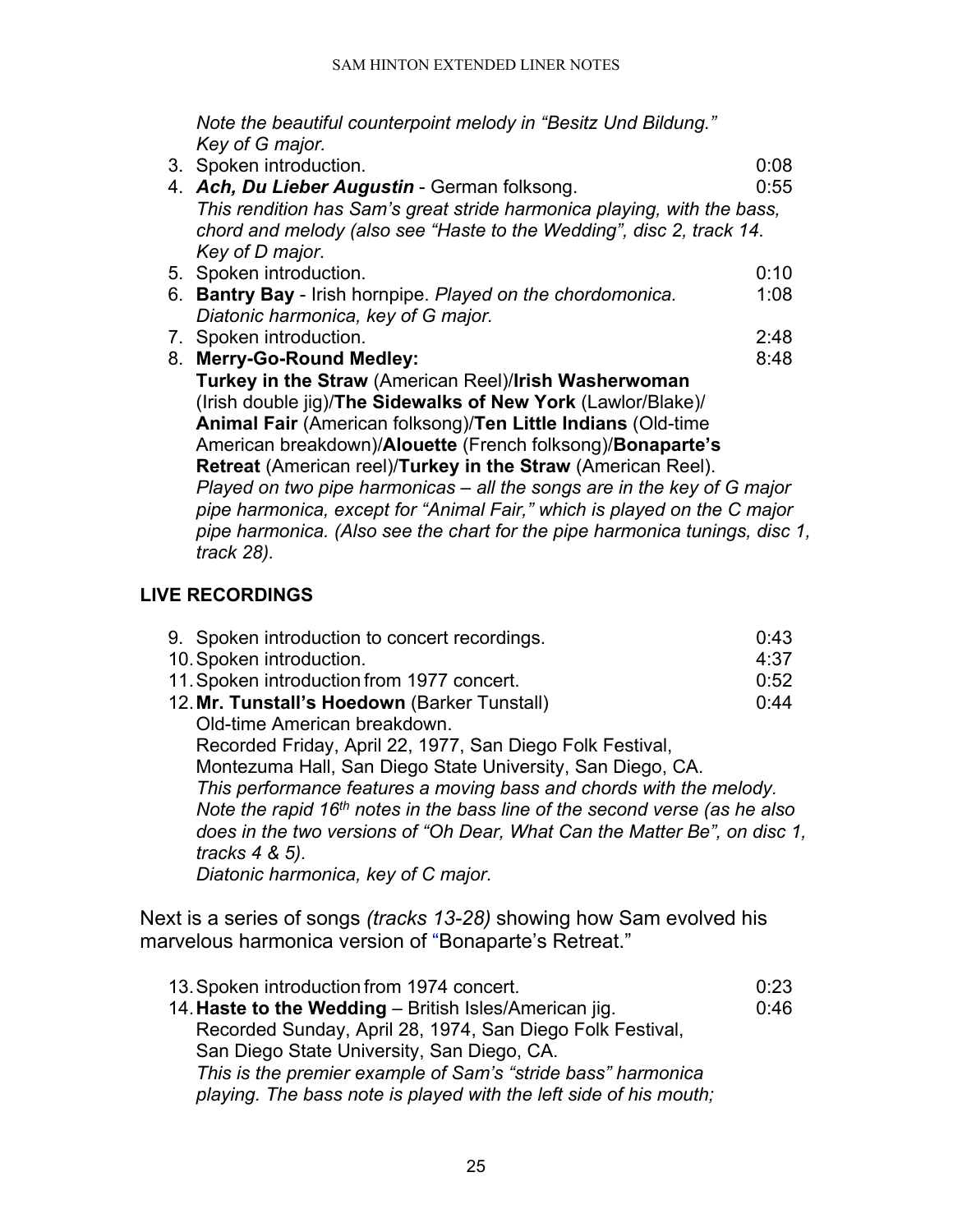*Note the beautiful counterpoint melody in "Besitz Und Bildung." Key of G major.*

3. Spoken introduction. 0:08
4. ***Ach, Du Lieber Augustin*** - German folksong. 0:55
   *This rendition has Sam's great stride harmonica playing, with the bass, chord and melody (also see "Haste to the Wedding", disc 2, track 14. Key of D major.*
5. Spoken introduction. 0:10
6. **Bantry Bay** - Irish hornpipe. *Played on the chordomonica.* 1:08
   *Diatonic harmonica, key of G major.*
7. Spoken introduction. 2:48
8. **Merry-Go-Round Medley:** 8:48
   **Turkey in the Straw** (American Reel)/**Irish Washerwoman** (Irish double jig)/**The Sidewalks of New York** (Lawlor/Blake)/ **Animal Fair** (American folksong)/**Ten Little Indians** (Old-time American breakdown)/**Alouette** (French folksong)/**Bonaparte's Retreat** (American reel)/**Turkey in the Straw** (American Reel).
   *Played on two pipe harmonicas – all the songs are in the key of G major pipe harmonica, except for "Animal Fair," which is played on the C major pipe harmonica. (Also see the chart for the pipe harmonica tunings, disc 1, track 28).*

## LIVE RECORDINGS

9. Spoken introduction to concert recordings. 0:43
10. Spoken introduction. 4:37
11. Spoken introduction from 1977 concert. 0:52
12. **Mr. Tunstall's Hoedown** (Barker Tunstall) 0:44
    Old-time American breakdown.
    Recorded Friday, April 22, 1977, San Diego Folk Festival, Montezuma Hall, San Diego State University, San Diego, CA.
    *This performance features a moving bass and chords with the melody. Note the rapid 16th notes in the bass line of the second verse (as he also does in the two versions of "Oh Dear, What Can the Matter Be", on disc 1, tracks 4 & 5).*
    *Diatonic harmonica, key of C major.*

Next is a series of songs *(tracks 13-28)* showing how Sam evolved his marvelous harmonica version of "Bonaparte's Retreat."

13. Spoken introduction from 1974 concert. 0:23
14. **Haste to the Wedding** – British Isles/American jig. 0:46
    Recorded Sunday, April 28, 1974, San Diego Folk Festival, San Diego State University, San Diego, CA.
    *This is the premier example of Sam's "stride bass" harmonica playing. The bass note is played with the left side of his mouth;*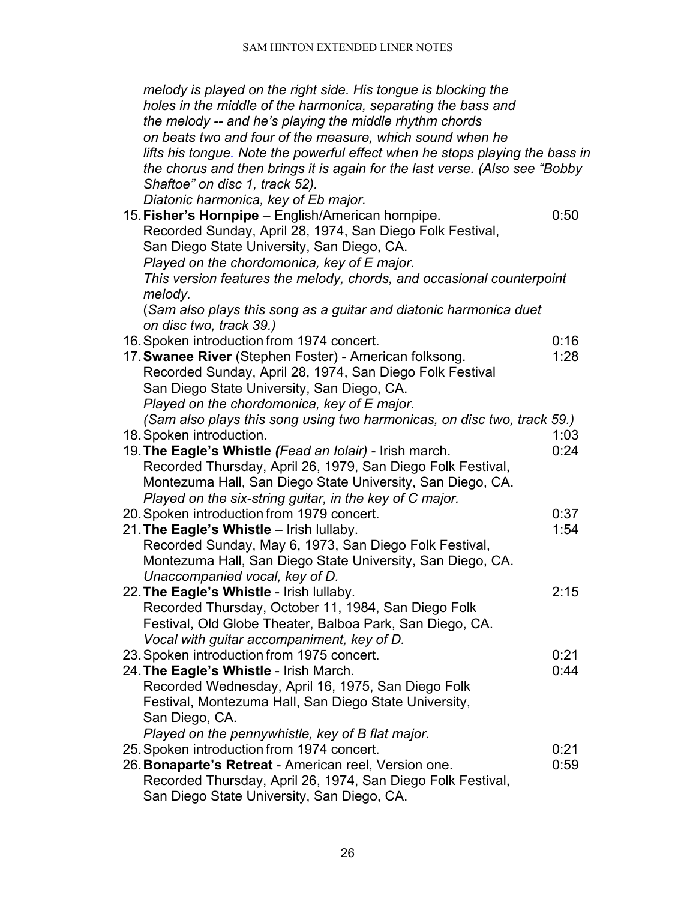*melody is played on the right side. His tongue is blocking the holes in the middle of the harmonica, separating the bass and the melody -- and he's playing the middle rhythm chords on beats two and four of the measure, which sound when he lifts his tongue. Note the powerful effect when he stops playing the bass in the chorus and then brings it is again for the last verse. (Also see "Bobby Shaftoe" on disc 1, track 52).*
*Diatonic harmonica, key of Eb major.*

15. **Fisher's Hornpipe** – English/American hornpipe. 0:50
    Recorded Sunday, April 28, 1974, San Diego Folk Festival, San Diego State University, San Diego, CA.
    *Played on the chordomonica, key of E major.*
    *This version features the melody, chords, and occasional counterpoint melody.*
    (*Sam also plays this song as a guitar and diatonic harmonica duet on disc two, track 39.)*
16. Spoken introduction from 1974 concert. 0:16
17. **Swanee River** (Stephen Foster) - American folksong. 1:28
    Recorded Sunday, April 28, 1974, San Diego Folk Festival San Diego State University, San Diego, CA.
    *Played on the chordomonica, key of E major.*
    *(Sam also plays this song using two harmonicas, on disc two, track 59.)*
18. Spoken introduction. 1:03
19. **The Eagle's Whistle** *(Fead an Iolair)* - Irish march. 0:24
    Recorded Thursday, April 26, 1979, San Diego Folk Festival, Montezuma Hall, San Diego State University, San Diego, CA.
    *Played on the six-string guitar, in the key of C major.*
20. Spoken introduction from 1979 concert. 0:37
21. **The Eagle's Whistle** – Irish lullaby. 1:54
    Recorded Sunday, May 6, 1973, San Diego Folk Festival, Montezuma Hall, San Diego State University, San Diego, CA.
    *Unaccompanied vocal, key of D.*
22. **The Eagle's Whistle** - Irish lullaby. 2:15
    Recorded Thursday, October 11, 1984, San Diego Folk Festival, Old Globe Theater, Balboa Park, San Diego, CA.
    *Vocal with guitar accompaniment, key of D.*
23. Spoken introduction from 1975 concert. 0:21
24. **The Eagle's Whistle** - Irish March. 0:44
    Recorded Wednesday, April 16, 1975, San Diego Folk Festival, Montezuma Hall, San Diego State University, San Diego, CA.
    *Played on the pennywhistle, key of B flat major.*
25. Spoken introduction from 1974 concert. 0:21
26. **Bonaparte's Retreat** - American reel, Version one. 0:59
    Recorded Thursday, April 26, 1974, San Diego Folk Festival, San Diego State University, San Diego, CA.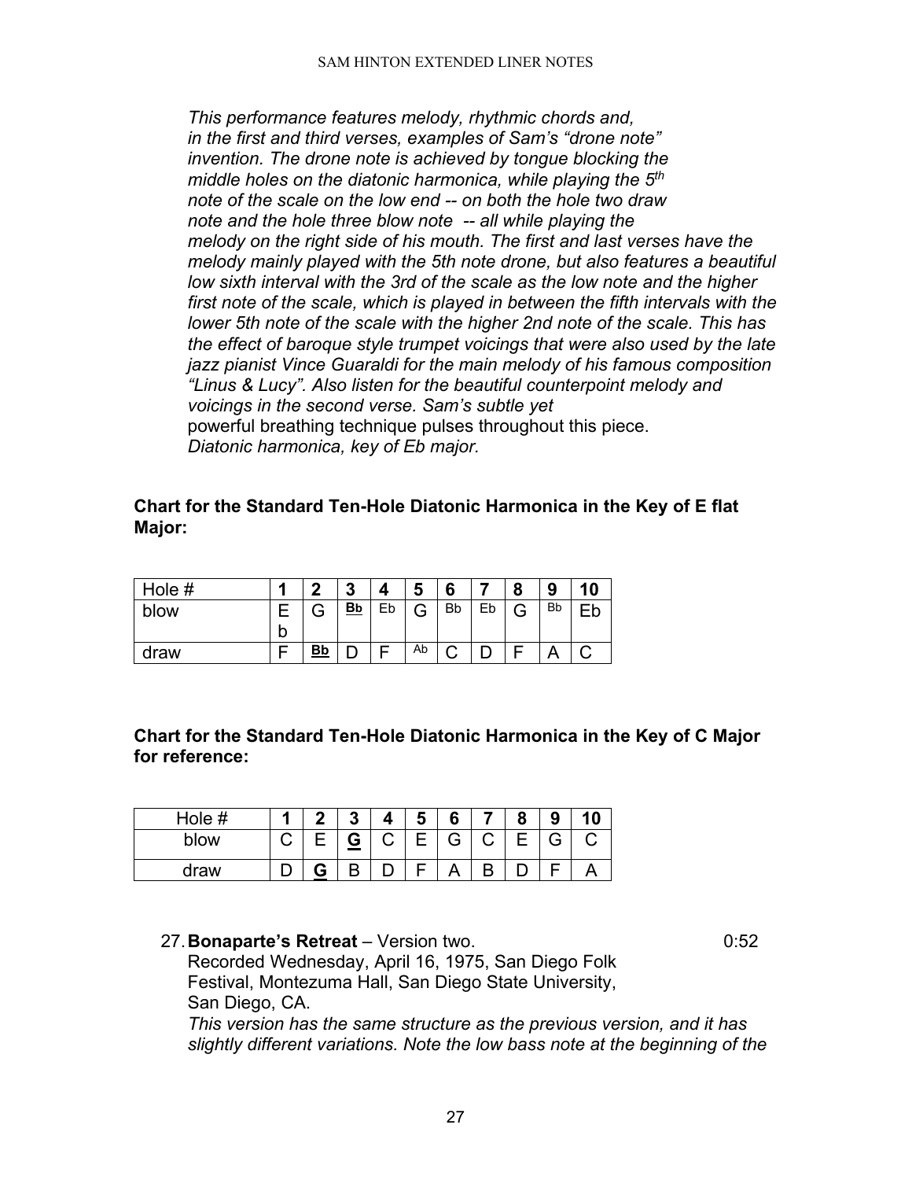*This performance features melody, rhythmic chords and, in the first and third verses, examples of Sam's "drone note" invention. The drone note is achieved by tongue blocking the middle holes on the diatonic harmonica, while playing the 5th note of the scale on the low end -- on both the hole two draw note and the hole three blow note -- all while playing the melody on the right side of his mouth. The first and last verses have the melody mainly played with the 5th note drone, but also features a beautiful low sixth interval with the 3rd of the scale as the low note and the higher first note of the scale, which is played in between the fifth intervals with the lower 5th note of the scale with the higher 2nd note of the scale. This has the effect of baroque style trumpet voicings that were also used by the late jazz pianist Vince Guaraldi for the main melody of his famous composition "Linus & Lucy". Also listen for the beautiful counterpoint melody and voicings in the second verse. Sam's subtle yet*
powerful breathing technique pulses throughout this piece.
*Diatonic harmonica, key of Eb major.*

**Chart for the Standard Ten-Hole Diatonic Harmonica in the Key of E flat Major:**

| Hole # | **1** | **2** | **3** | **4** | **5** | **6** | **7** | **8** | **9** | **10** |
|---|---|---|---|---|---|---|---|---|---|---|
| blow | Eb | G | **<u>Bb</u>** | Eb | G | Bb | Eb | G | Bb | Eb |
| draw | F | **<u>Bb</u>** | D | F | Ab | C | D | F | A | C |

**Chart for the Standard Ten-Hole Diatonic Harmonica in the Key of C Major for reference:**

| Hole # | **1** | **2** | **3** | **4** | **5** | **6** | **7** | **8** | **9** | **10** |
|---|---|---|---|---|---|---|---|---|---|---|
| blow | C | E | **<u>G</u>** | C | E | G | C | E | G | C |
| draw | D | **<u>G</u>** | B | D | F | A | B | D | F | A |

27. **Bonaparte's Retreat** – Version two. 0:52
Recorded Wednesday, April 16, 1975, San Diego Folk Festival, Montezuma Hall, San Diego State University, San Diego, CA.
*This version has the same structure as the previous version, and it has slightly different variations. Note the low bass note at the beginning of the*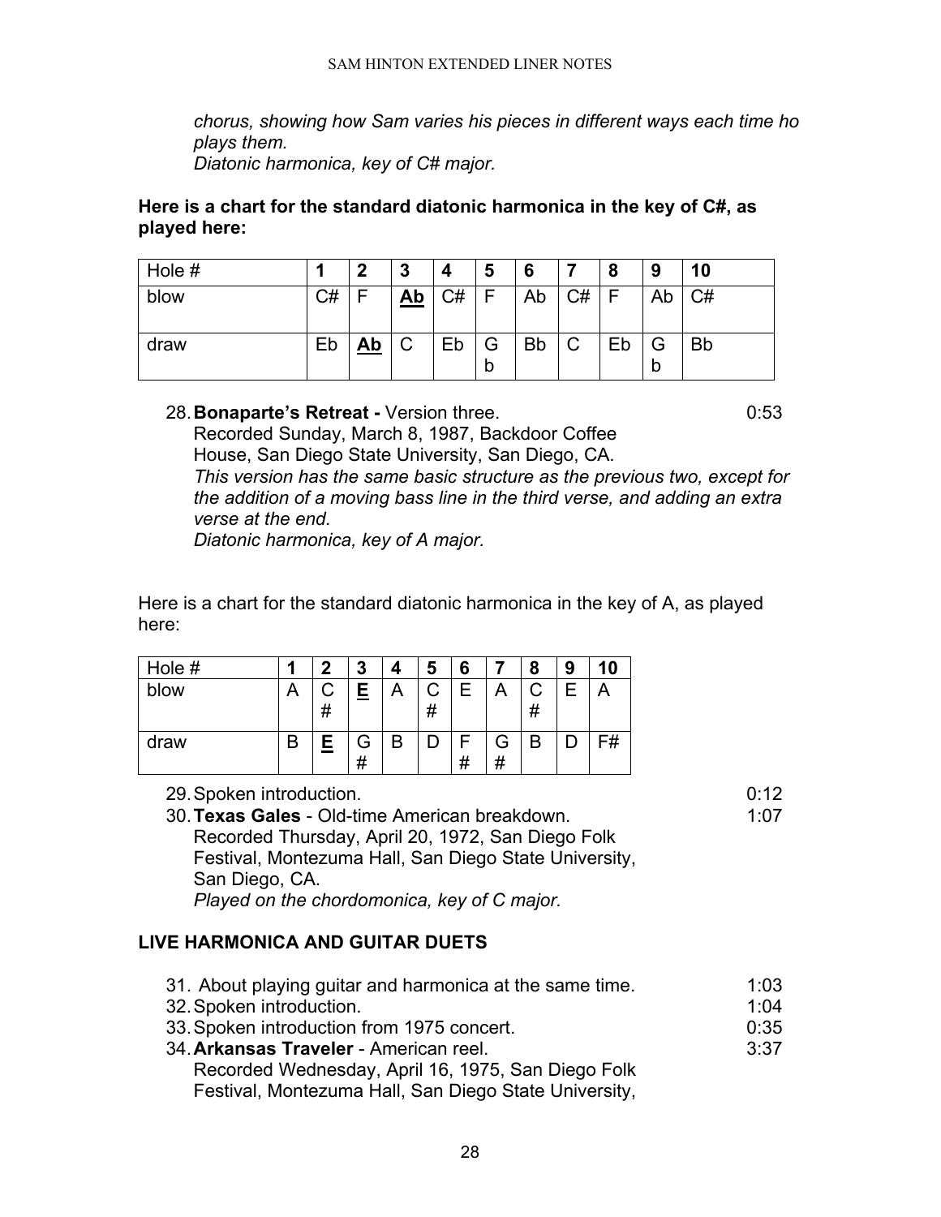*chorus, showing how Sam varies his pieces in different ways each time ho plays them.*
*Diatonic harmonica, key of C# major.*

**Here is a chart for the standard diatonic harmonica in the key of C#, as played here:**

| Hole # | 1 | 2 | 3 | 4 | 5 | 6 | 7 | 8 | 9 | 10 |
|---|---|---|---|---|---|---|---|---|---|---|
| blow | C# | F | **Ab** | C# | F | Ab | C# | F | Ab | C# |
| draw | Eb | **Ab** | C | Eb | Gb | Bb | C | Eb | Gb | Bb |

28. **Bonaparte's Retreat -** Version three. 0:53
    Recorded Sunday, March 8, 1987, Backdoor Coffee House, San Diego State University, San Diego, CA.
    *This version has the same basic structure as the previous two, except for the addition of a moving bass line in the third verse, and adding an extra verse at the end.*
    *Diatonic harmonica, key of A major.*

Here is a chart for the standard diatonic harmonica in the key of A, as played here:

| Hole # | 1 | 2 | 3 | 4 | 5 | 6 | 7 | 8 | 9 | 10 |
|---|---|---|---|---|---|---|---|---|---|---|
| blow | A | C# | **E** | A | C# | E | A | C# | E | A |
| draw | B | **E** | G# | B | D | F# | G# | B | D | F# |

29. Spoken introduction. 0:12
30. **Texas Gales** - Old-time American breakdown. 1:07
    Recorded Thursday, April 20, 1972, San Diego Folk Festival, Montezuma Hall, San Diego State University, San Diego, CA.
    *Played on the chordomonica, key of C major.*

## LIVE HARMONICA AND GUITAR DUETS

31. About playing guitar and harmonica at the same time. 1:03
32. Spoken introduction. 1:04
33. Spoken introduction from 1975 concert. 0:35
34. **Arkansas Traveler** - American reel. 3:37
    Recorded Wednesday, April 16, 1975, San Diego Folk Festival, Montezuma Hall, San Diego State University,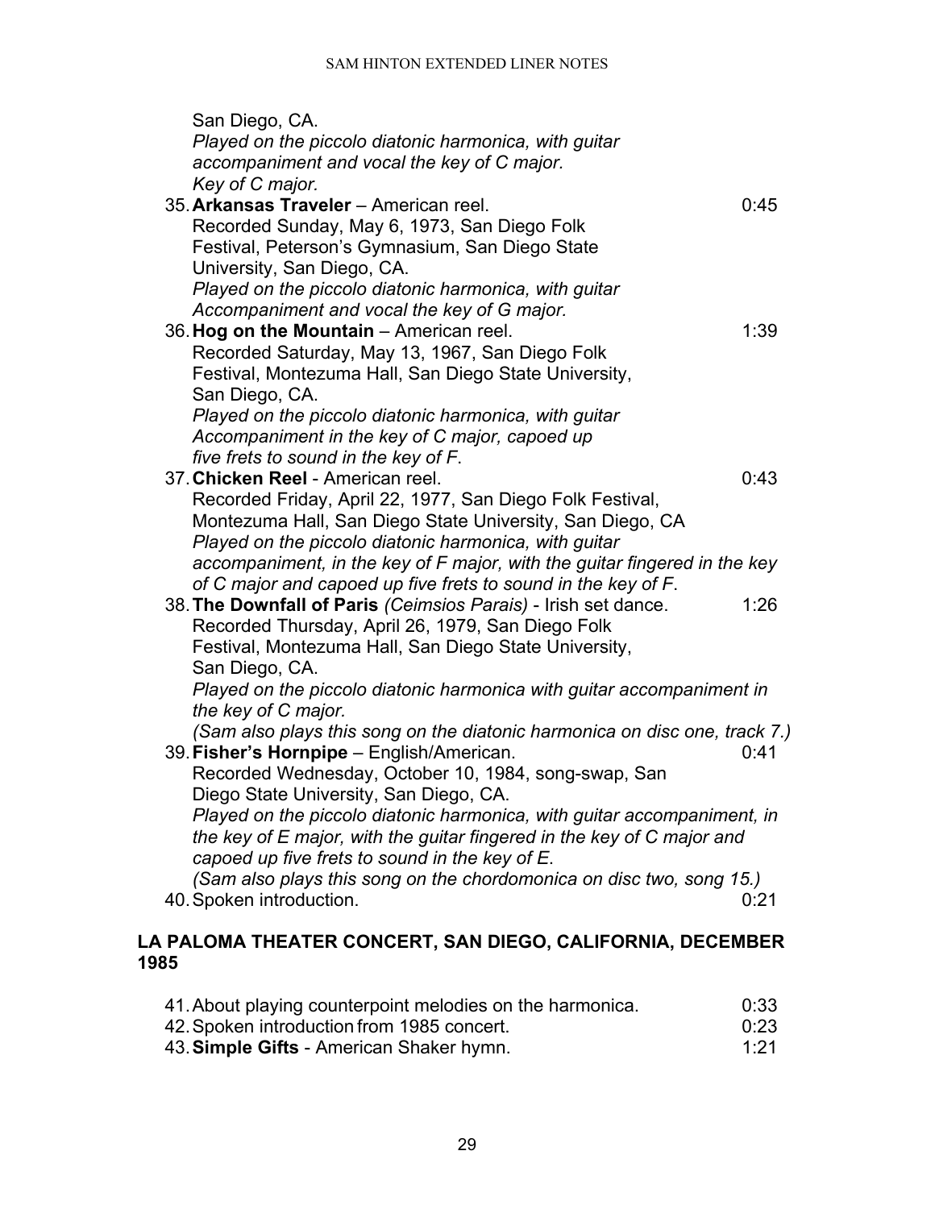San Diego, CA.
*Played on the piccolo diatonic harmonica, with guitar accompaniment and vocal the key of C major.*
*Key of C major.*

35. **Arkansas Traveler** – American reel. 0:45
Recorded Sunday, May 6, 1973, San Diego Folk Festival, Peterson's Gymnasium, San Diego State University, San Diego, CA.
*Played on the piccolo diatonic harmonica, with guitar Accompaniment and vocal the key of G major.*

36. **Hog on the Mountain** – American reel. 1:39
Recorded Saturday, May 13, 1967, San Diego Folk Festival, Montezuma Hall, San Diego State University, San Diego, CA.
*Played on the piccolo diatonic harmonica, with guitar Accompaniment in the key of C major, capoed up five frets to sound in the key of F.*

37. **Chicken Reel** - American reel. 0:43
Recorded Friday, April 22, 1977, San Diego Folk Festival, Montezuma Hall, San Diego State University, San Diego, CA
*Played on the piccolo diatonic harmonica, with guitar accompaniment, in the key of F major, with the guitar fingered in the key of C major and capoed up five frets to sound in the key of F.*

38. **The Downfall of Paris** *(Ceimsios Parais)* - Irish set dance. 1:26
Recorded Thursday, April 26, 1979, San Diego Folk Festival, Montezuma Hall, San Diego State University, San Diego, CA.
*Played on the piccolo diatonic harmonica with guitar accompaniment in the key of C major.*
*(Sam also plays this song on the diatonic harmonica on disc one, track 7.)*

39. **Fisher's Hornpipe** – English/American. 0:41
Recorded Wednesday, October 10, 1984, song-swap, San Diego State University, San Diego, CA.
*Played on the piccolo diatonic harmonica, with guitar accompaniment, in the key of E major, with the guitar fingered in the key of C major and capoed up five frets to sound in the key of E.*
*(Sam also plays this song on the chordomonica on disc two, song 15.)*

40. Spoken introduction. 0:21

## LA PALOMA THEATER CONCERT, SAN DIEGO, CALIFORNIA, DECEMBER 1985

41. About playing counterpoint melodies on the harmonica. 0:33
42. Spoken introduction from 1985 concert. 0:23
43. **Simple Gifts** - American Shaker hymn. 1:21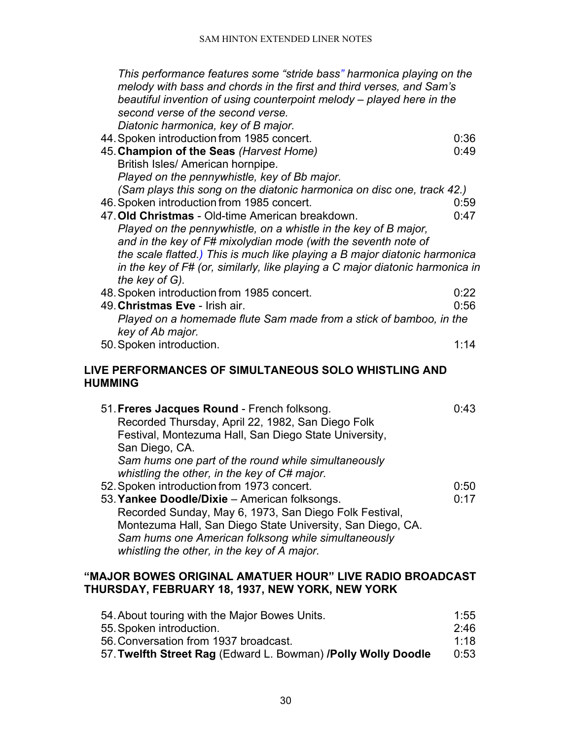*This performance features some "stride bass" harmonica playing on the melody with bass and chords in the first and third verses, and Sam's beautiful invention of using counterpoint melody – played here in the second verse of the second verse.*
*Diatonic harmonica, key of B major.*

44. Spoken introduction from 1985 concert. 0:36
45. **Champion of the Seas** *(Harvest Home)* 0:49
    British Isles/ American hornpipe.
    *Played on the pennywhistle, key of Bb major.*
    *(Sam plays this song on the diatonic harmonica on disc one, track 42.)*
46. Spoken introduction from 1985 concert. 0:59
47. **Old Christmas** - Old-time American breakdown. 0:47
    *Played on the pennywhistle, on a whistle in the key of B major, and in the key of F# mixolydian mode (with the seventh note of the scale flatted.) This is much like playing a B major diatonic harmonica in the key of F# (or, similarly, like playing a C major diatonic harmonica in the key of G).*
48. Spoken introduction from 1985 concert. 0:22
49. **Christmas Eve** - Irish air. 0:56
    *Played on a homemade flute Sam made from a stick of bamboo, in the key of Ab major.*
50. Spoken introduction. 1:14

## LIVE PERFORMANCES OF SIMULTANEOUS SOLO WHISTLING AND HUMMING

51. **Freres Jacques Round** - French folksong. 0:43
    Recorded Thursday, April 22, 1982, San Diego Folk Festival, Montezuma Hall, San Diego State University, San Diego, CA.
    *Sam hums one part of the round while simultaneously whistling the other, in the key of C# major.*
52. Spoken introduction from 1973 concert. 0:50
53. **Yankee Doodle/Dixie** – American folksongs. 0:17
    Recorded Sunday, May 6, 1973, San Diego Folk Festival, Montezuma Hall, San Diego State University, San Diego, CA.
    *Sam hums one American folksong while simultaneously whistling the other, in the key of A major.*

## "MAJOR BOWES ORIGINAL AMATUER HOUR" LIVE RADIO BROADCAST THURSDAY, FEBRUARY 18, 1937, NEW YORK, NEW YORK

54. About touring with the Major Bowes Units. 1:55
55. Spoken introduction. 2:46
56. Conversation from 1937 broadcast. 1:18
57. **Twelfth Street Rag** (Edward L. Bowman) **/Polly Wolly Doodle** 0:53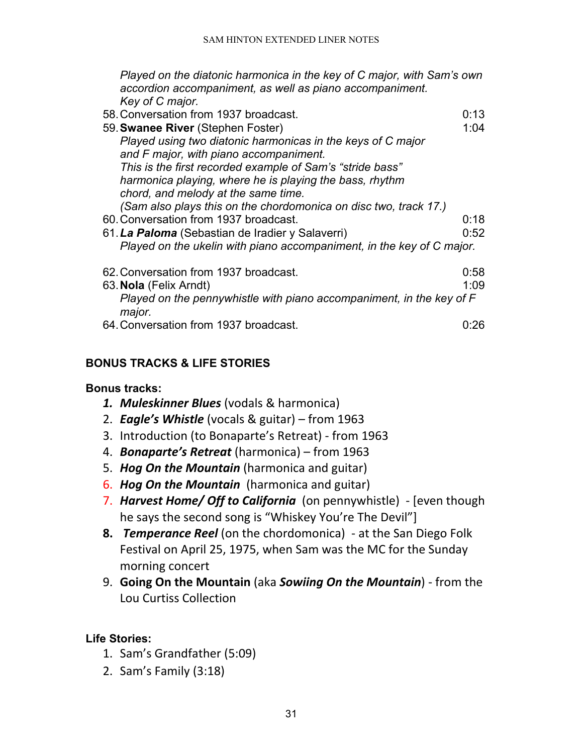*Played on the diatonic harmonica in the key of C major, with Sam's own accordion accompaniment, as well as piano accompaniment.*
*Key of C major.*

58. Conversation from 1937 broadcast. 0:13
59. **Swanee River** (Stephen Foster) 1:04
    *Played using two diatonic harmonicas in the keys of C major and F major, with piano accompaniment.*
    *This is the first recorded example of Sam's "stride bass" harmonica playing, where he is playing the bass, rhythm chord, and melody at the same time.*
    *(Sam also plays this on the chordomonica on disc two, track 17.)*
60. Conversation from 1937 broadcast. 0:18
61. ***La Paloma*** (Sebastian de Iradier y Salaverri) 0:52
    *Played on the ukelin with piano accompaniment, in the key of C major.*
62. Conversation from 1937 broadcast. 0:58
63. **Nola** (Felix Arndt) 1:09
    *Played on the pennywhistle with piano accompaniment, in the key of F major.*
64. Conversation from 1937 broadcast. 0:26

## BONUS TRACKS & LIFE STORIES

**Bonus tracks:**

1. ***Muleskinner Blues*** (vodals & harmonica)
2. ***Eagle's Whistle*** (vocals & guitar) – from 1963
3. Introduction (to Bonaparte's Retreat) - from 1963
4. ***Bonaparte's Retreat*** (harmonica) – from 1963
5. ***Hog On the Mountain*** (harmonica and guitar)
6. ***Hog On the Mountain*** (harmonica and guitar)
7. ***Harvest Home/ Off to California*** (on pennywhistle) - [even though he says the second song is "Whiskey You're The Devil"]
8. ***Temperance Reel*** (on the chordomonica) - at the San Diego Folk Festival on April 25, 1975, when Sam was the MC for the Sunday morning concert
9. **Going On the Mountain** (aka ***Sowiing On the Mountain***) - from the Lou Curtiss Collection

**Life Stories:**

1. Sam's Grandfather (5:09)
2. Sam's Family (3:18)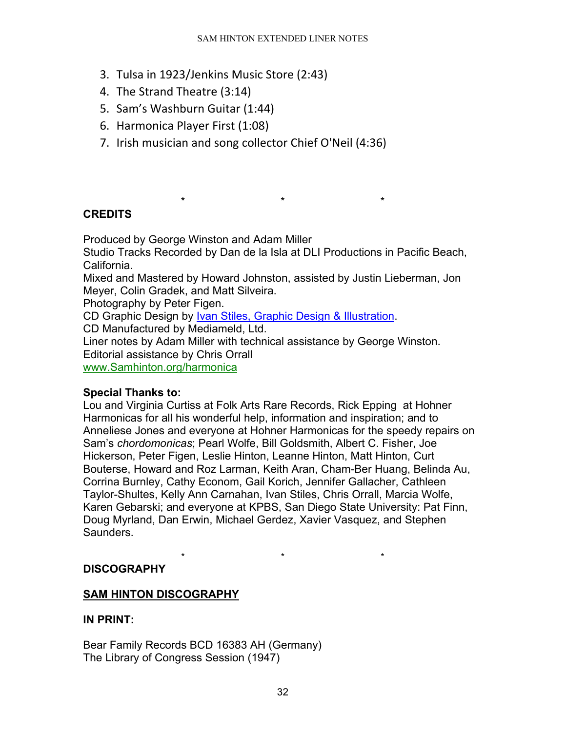3. Tulsa in 1923/Jenkins Music Store (2:43)
4. The Strand Theatre (3:14)
5. Sam's Washburn Guitar (1:44)
6. Harmonica Player First (1:08)
7. Irish musician and song collector Chief O'Neil (4:36)

\* \* \*

**CREDITS**

Produced by George Winston and Adam Miller
Studio Tracks Recorded by Dan de la Isla at DLI Productions in Pacific Beach, California.
Mixed and Mastered by Howard Johnston, assisted by Justin Lieberman, Jon Meyer, Colin Gradek, and Matt Silveira.
Photography by Peter Figen.
CD Graphic Design by Ivan Stiles, Graphic Design & Illustration.
CD Manufactured by Mediameld, Ltd.
Liner notes by Adam Miller with technical assistance by George Winston.
Editorial assistance by Chris Orrall
www.Samhinton.org/harmonica

**Special Thanks to:**
Lou and Virginia Curtiss at Folk Arts Rare Records, Rick Epping at Hohner Harmonicas for all his wonderful help, information and inspiration; and to Anneliese Jones and everyone at Hohner Harmonicas for the speedy repairs on Sam's *chordomonicas*; Pearl Wolfe, Bill Goldsmith, Albert C. Fisher, Joe Hickerson, Peter Figen, Leslie Hinton, Leanne Hinton, Matt Hinton, Curt Bouterse, Howard and Roz Larman, Keith Aran, Cham-Ber Huang, Belinda Au, Corrina Burnley, Cathy Econom, Gail Korich, Jennifer Gallacher, Cathleen Taylor-Shultes, Kelly Ann Carnahan, Ivan Stiles, Chris Orrall, Marcia Wolfe, Karen Gebarski; and everyone at KPBS, San Diego State University: Pat Finn, Doug Myrland, Dan Erwin, Michael Gerdez, Xavier Vasquez, and Stephen Saunders.

\* \* \*

**DISCOGRAPHY**

**SAM HINTON DISCOGRAPHY**

**IN PRINT:**

Bear Family Records BCD 16383 AH (Germany)
The Library of Congress Session (1947)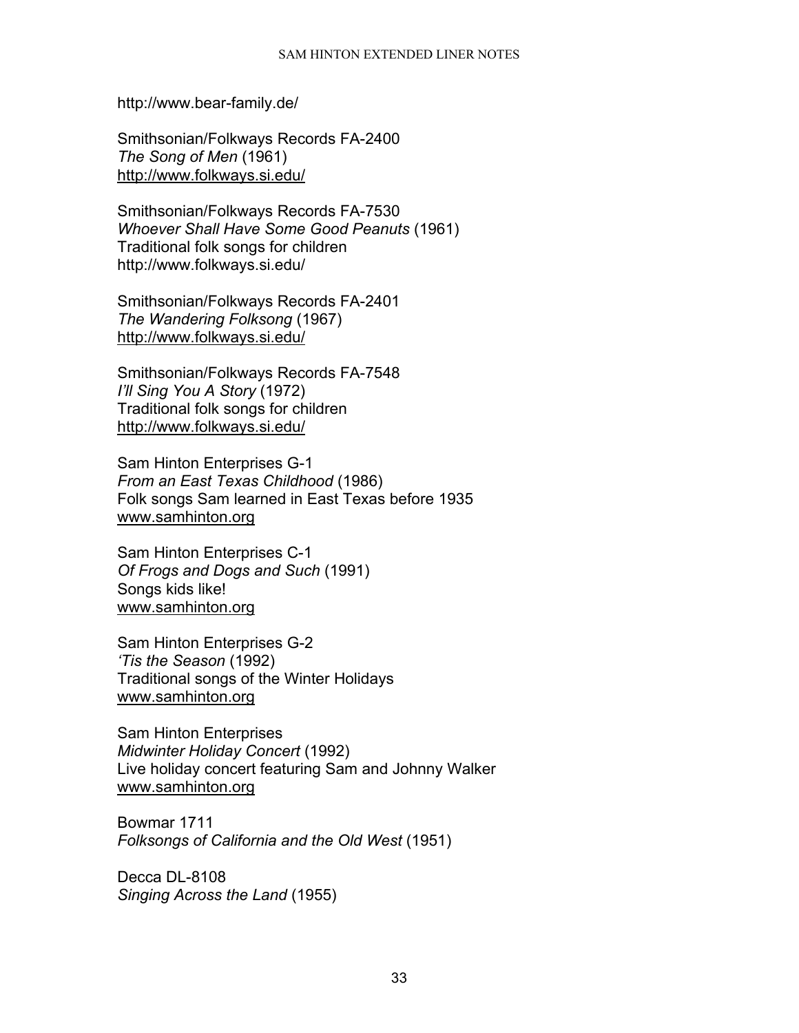http://www.bear-family.de/

Smithsonian/Folkways Records FA-2400
*The Song of Men* (1961)
http://www.folkways.si.edu/

Smithsonian/Folkways Records FA-7530
*Whoever Shall Have Some Good Peanuts* (1961)
Traditional folk songs for children
http://www.folkways.si.edu/

Smithsonian/Folkways Records FA-2401
*The Wandering Folksong* (1967)
http://www.folkways.si.edu/

Smithsonian/Folkways Records FA-7548
*I'll Sing You A Story* (1972)
Traditional folk songs for children
http://www.folkways.si.edu/

Sam Hinton Enterprises G-1
*From an East Texas Childhood* (1986)
Folk songs Sam learned in East Texas before 1935
www.samhinton.org

Sam Hinton Enterprises C-1
*Of Frogs and Dogs and Such* (1991)
Songs kids like!
www.samhinton.org

Sam Hinton Enterprises G-2
*'Tis the Season* (1992)
Traditional songs of the Winter Holidays
www.samhinton.org

Sam Hinton Enterprises
*Midwinter Holiday Concert* (1992)
Live holiday concert featuring Sam and Johnny Walker
www.samhinton.org

Bowmar 1711
*Folksongs of California and the Old West* (1951)

Decca DL-8108
*Singing Across the Land* (1955)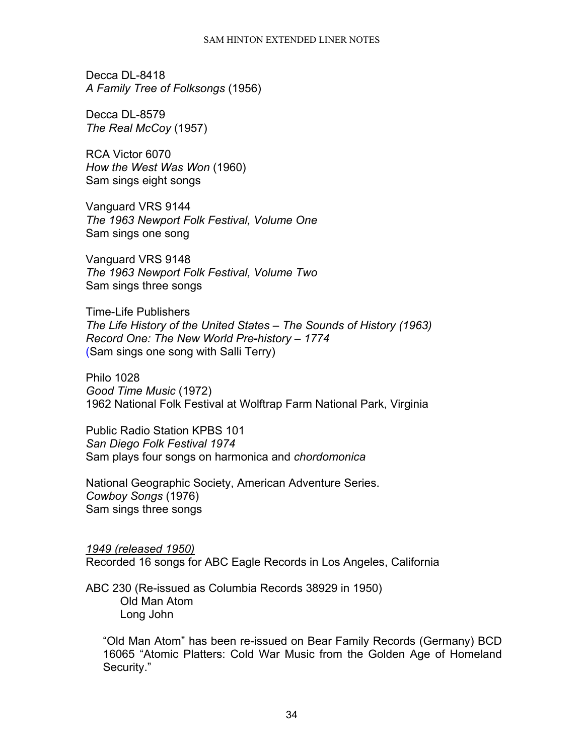Decca DL-8418
*A Family Tree of Folksongs* (1956)

Decca DL-8579
*The Real McCoy* (1957)

RCA Victor 6070
*How the West Was Won* (1960)
Sam sings eight songs

Vanguard VRS 9144
*The 1963 Newport Folk Festival, Volume One*
Sam sings one song

Vanguard VRS 9148
*The 1963 Newport Folk Festival, Volume Two*
Sam sings three songs

Time-Life Publishers
*The Life History of the United States – The Sounds of History (1963)*
*Record One: The New World Pre-history – 1774*
(Sam sings one song with Salli Terry)

Philo 1028
*Good Time Music* (1972)
1962 National Folk Festival at Wolftrap Farm National Park, Virginia

Public Radio Station KPBS 101
*San Diego Folk Festival 1974*
Sam plays four songs on harmonica and *chordomonica*

National Geographic Society, American Adventure Series.
*Cowboy Songs* (1976)
Sam sings three songs

*1949 (released 1950)*
Recorded 16 songs for ABC Eagle Records in Los Angeles, California

ABC 230 (Re-issued as Columbia Records 38929 in 1950)
    Old Man Atom
    Long John

"Old Man Atom" has been re-issued on Bear Family Records (Germany) BCD 16065 "Atomic Platters: Cold War Music from the Golden Age of Homeland Security."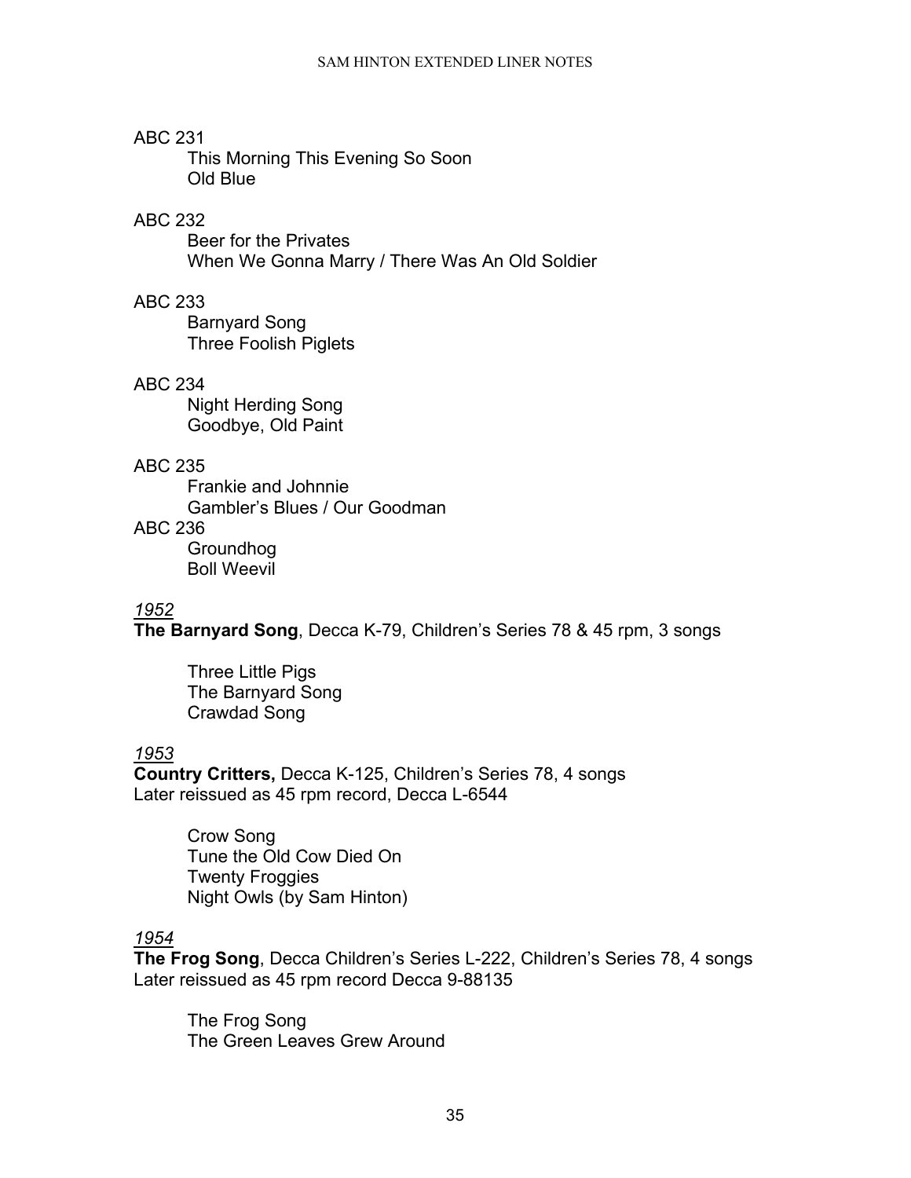ABC 231

This Morning This Evening So Soon
Old Blue

ABC 232

Beer for the Privates
When We Gonna Marry / There Was An Old Soldier

ABC 233

Barnyard Song
Three Foolish Piglets

ABC 234

Night Herding Song
Goodbye, Old Paint

ABC 235

Frankie and Johnnie
Gambler's Blues / Our Goodman

ABC 236

Groundhog
Boll Weevil

*1952*

**The Barnyard Song**, Decca K-79, Children's Series 78 & 45 rpm, 3 songs

Three Little Pigs
The Barnyard Song
Crawdad Song

*1953*

**Country Critters,** Decca K-125, Children's Series 78, 4 songs
Later reissued as 45 rpm record, Decca L-6544

Crow Song
Tune the Old Cow Died On
Twenty Froggies
Night Owls (by Sam Hinton)

*1954*

**The Frog Song**, Decca Children's Series L-222, Children's Series 78, 4 songs
Later reissued as 45 rpm record Decca 9-88135

The Frog Song
The Green Leaves Grew Around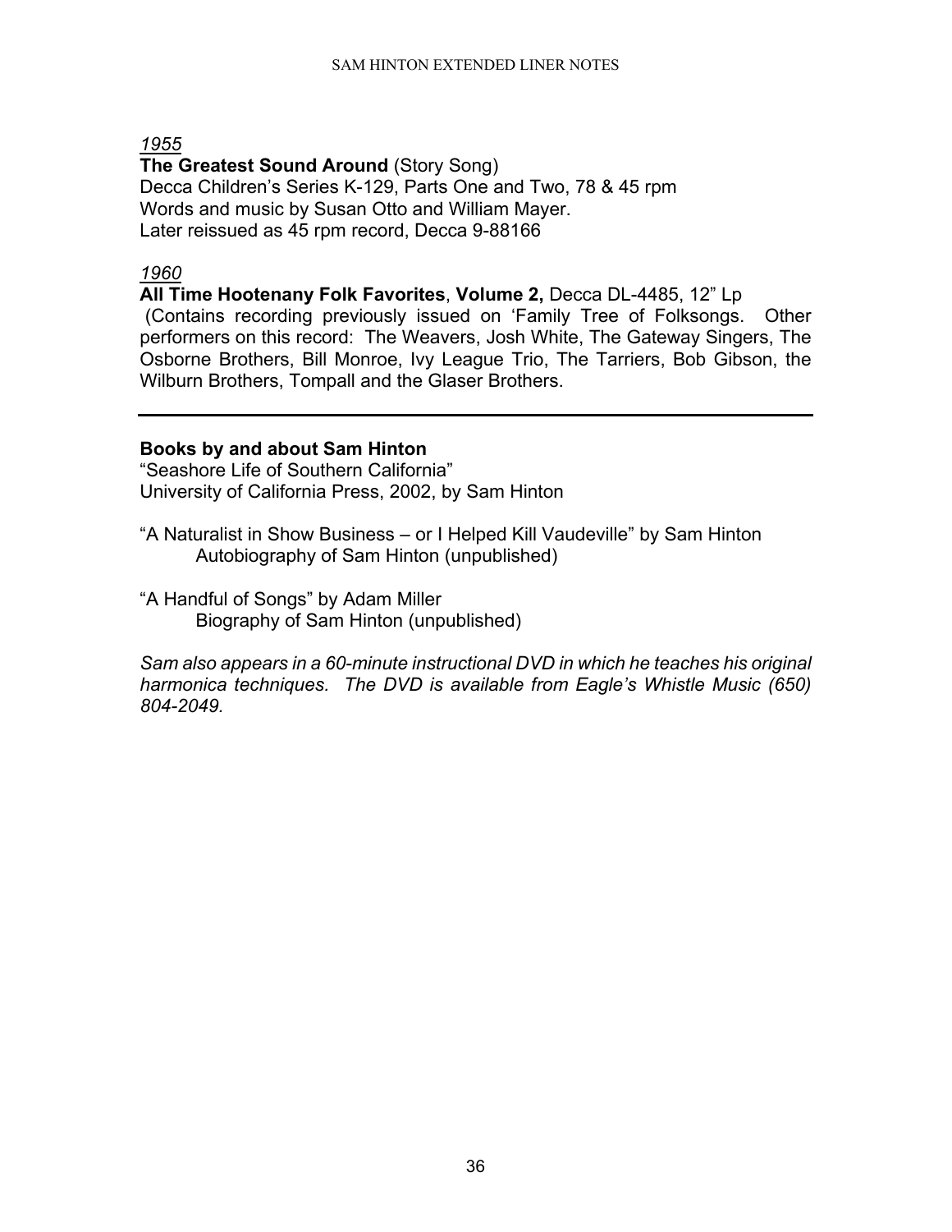*1955*

**The Greatest Sound Around** (Story Song)
Decca Children's Series K-129, Parts One and Two, 78 & 45 rpm
Words and music by Susan Otto and William Mayer.
Later reissued as 45 rpm record, Decca 9-88166

*1960*

**All Time Hootenany Folk Favorites**, **Volume 2,** Decca DL-4485, 12" Lp
(Contains recording previously issued on 'Family Tree of Folksongs. Other performers on this record: The Weavers, Josh White, The Gateway Singers, The Osborne Brothers, Bill Monroe, Ivy League Trio, The Tarriers, Bob Gibson, the Wilburn Brothers, Tompall and the Glaser Brothers.

---

**Books by and about Sam Hinton**

"Seashore Life of Southern California"
University of California Press, 2002, by Sam Hinton

"A Naturalist in Show Business – or I Helped Kill Vaudeville" by Sam Hinton
Autobiography of Sam Hinton (unpublished)

"A Handful of Songs" by Adam Miller
Biography of Sam Hinton (unpublished)

*Sam also appears in a 60-minute instructional DVD in which he teaches his original harmonica techniques. The DVD is available from Eagle's Whistle Music (650) 804-2049.*